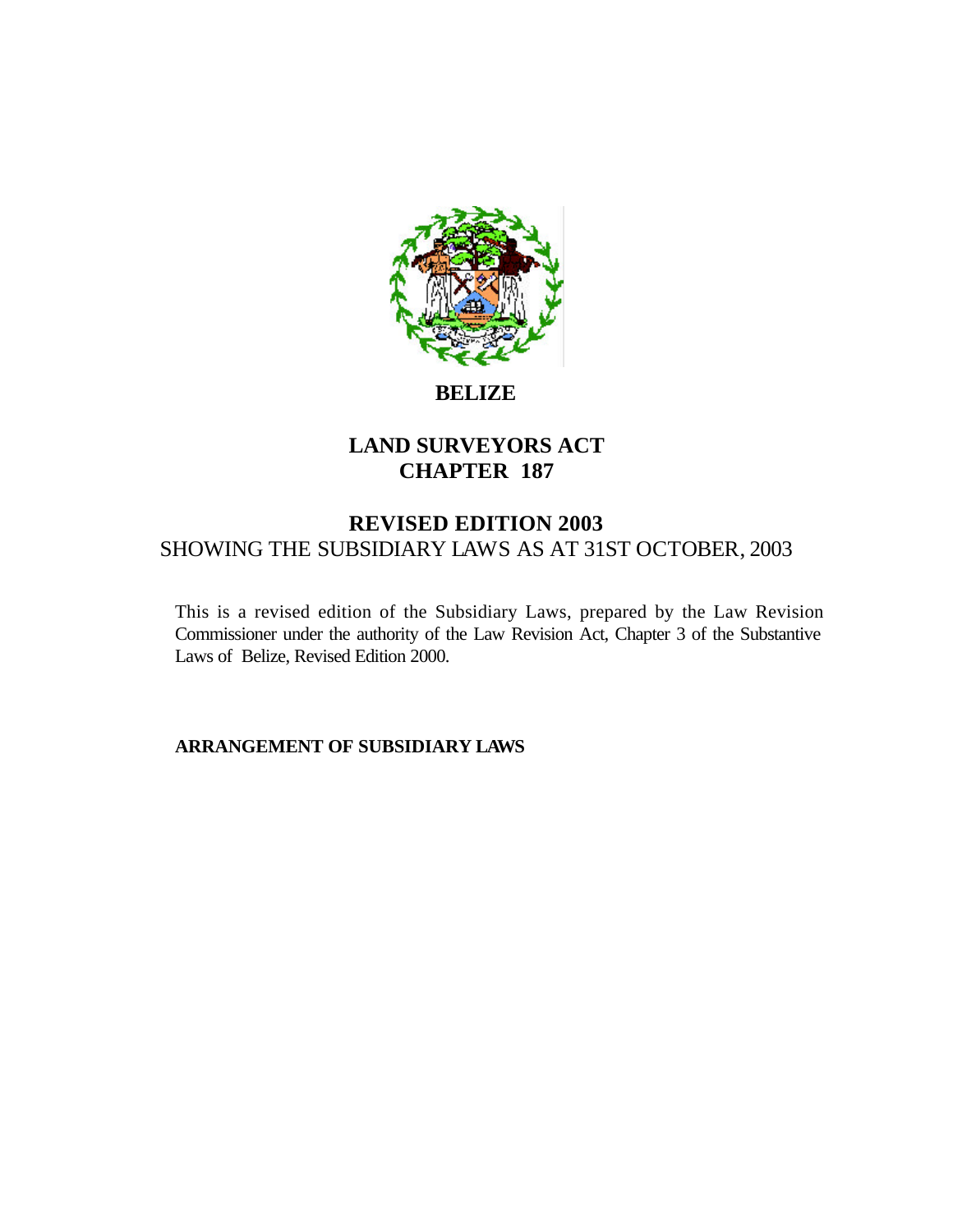# BELIZE

## LAND SURVEYORS ACT
## CHAPTER 187

## REVISED EDITION 2003
SHOWING THE SUBSIDIARY LAWS AS AT 31ST OCTOBER, 2003

This is a revised edition of the Subsidiary Laws, prepared by the Law Revision Commissioner under the authority of the Law Revision Act, Chapter 3 of the Substantive Laws of Belize, Revised Edition 2000.

**ARRANGEMENT OF SUBSIDIARY LAWS**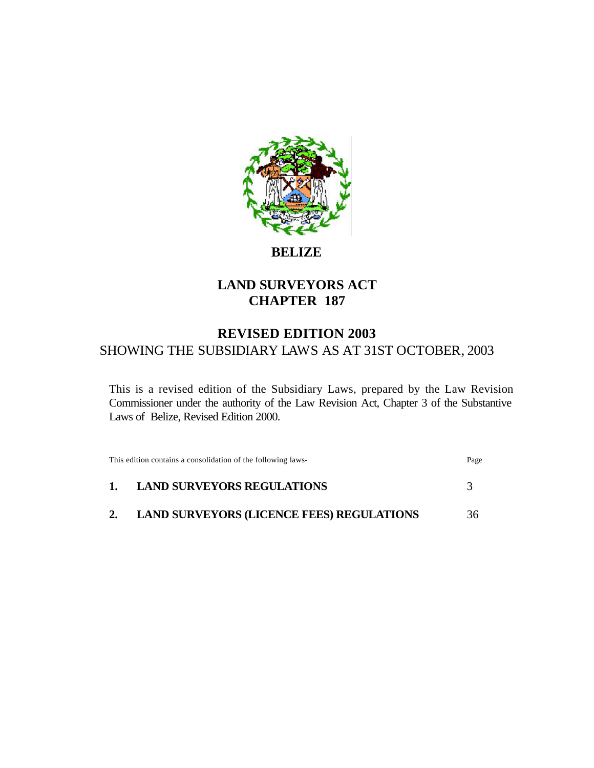# BELIZE

## LAND SURVEYORS ACT
## CHAPTER 187

## REVISED EDITION 2003

SHOWING THE SUBSIDIARY LAWS AS AT 31ST OCTOBER, 2003

This is a revised edition of the Subsidiary Laws, prepared by the Law Revision Commissioner under the authority of the Law Revision Act, Chapter 3 of the Substantive Laws of Belize, Revised Edition 2000.

| This edition contains a consolidation of the following laws- | Page |
|---|---|
| **1. LAND SURVEYORS REGULATIONS** | 3 |
| **2. LAND SURVEYORS (LICENCE FEES) REGULATIONS** | 36 |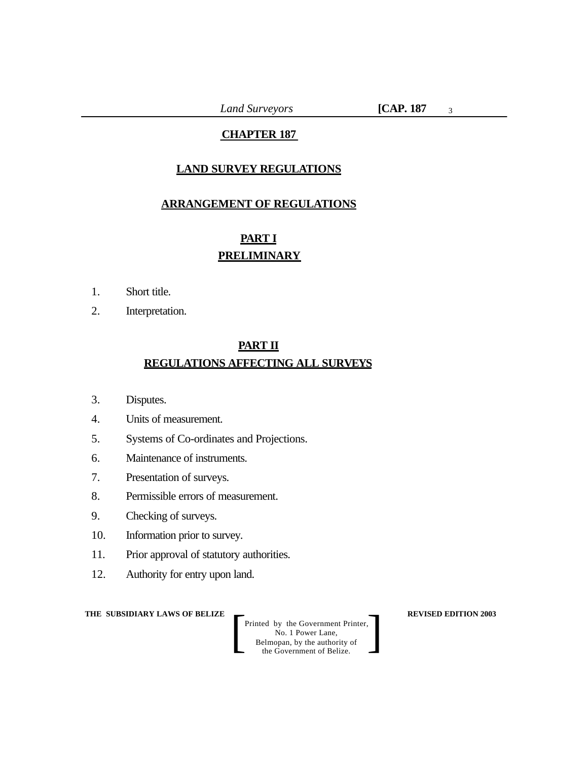# CHAPTER 187

## LAND SURVEY REGULATIONS

## ARRANGEMENT OF REGULATIONS

### PART I
### PRELIMINARY

1. Short title.
2. Interpretation.

### PART II
### REGULATIONS AFFECTING ALL SURVEYS

3. Disputes.
4. Units of measurement.
5. Systems of Co-ordinates and Projections.
6. Maintenance of instruments.
7. Presentation of surveys.
8. Permissible errors of measurement.
9. Checking of surveys.
10. Information prior to survey.
11. Prior approval of statutory authorities.
12. Authority for entry upon land.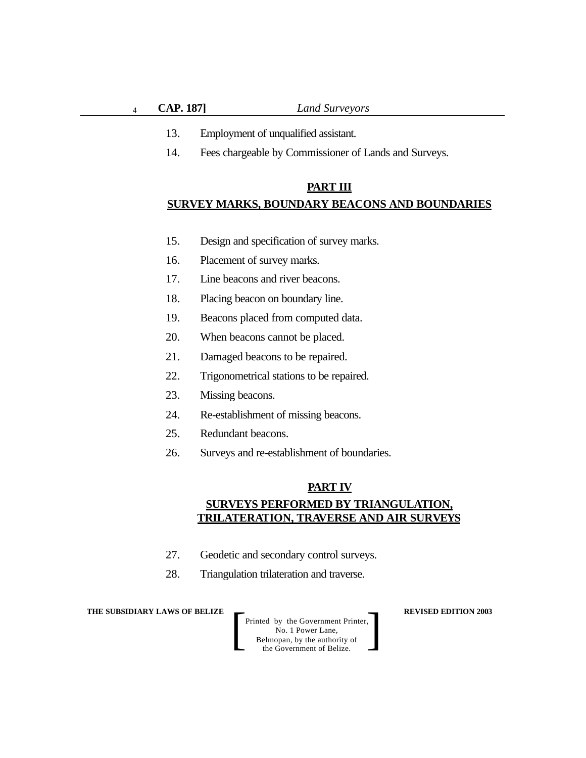13. Employment of unqualified assistant.

14. Fees chargeable by Commissioner of Lands and Surveys.

## PART III

## SURVEY MARKS, BOUNDARY BEACONS AND BOUNDARIES

15. Design and specification of survey marks.

16. Placement of survey marks.

17. Line beacons and river beacons.

18. Placing beacon on boundary line.

19. Beacons placed from computed data.

20. When beacons cannot be placed.

21. Damaged beacons to be repaired.

22. Trigonometrical stations to be repaired.

23. Missing beacons.

24. Re-establishment of missing beacons.

25. Redundant beacons.

26. Surveys and re-establishment of boundaries.

## PART IV

## SURVEYS PERFORMED BY TRIANGULATION, TRILATERATION, TRAVERSE AND AIR SURVEYS

27. Geodetic and secondary control surveys.

28. Triangulation trilateration and traverse.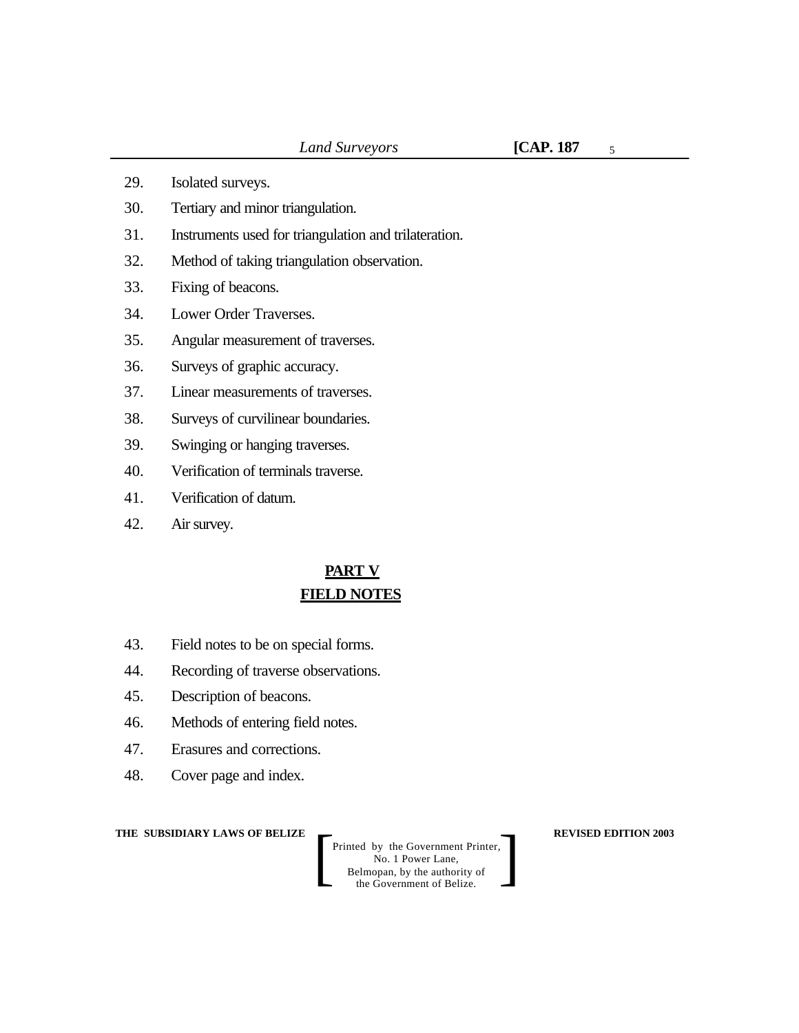29. Isolated surveys.

30. Tertiary and minor triangulation.

31. Instruments used for triangulation and trilateration.

32. Method of taking triangulation observation.

33. Fixing of beacons.

34. Lower Order Traverses.

35. Angular measurement of traverses.

36. Surveys of graphic accuracy.

37. Linear measurements of traverses.

38. Surveys of curvilinear boundaries.

39. Swinging or hanging traverses.

40. Verification of terminals traverse.

41. Verification of datum.

42. Air survey.

## PART V
## FIELD NOTES

43. Field notes to be on special forms.

44. Recording of traverse observations.

45. Description of beacons.

46. Methods of entering field notes.

47. Erasures and corrections.

48. Cover page and index.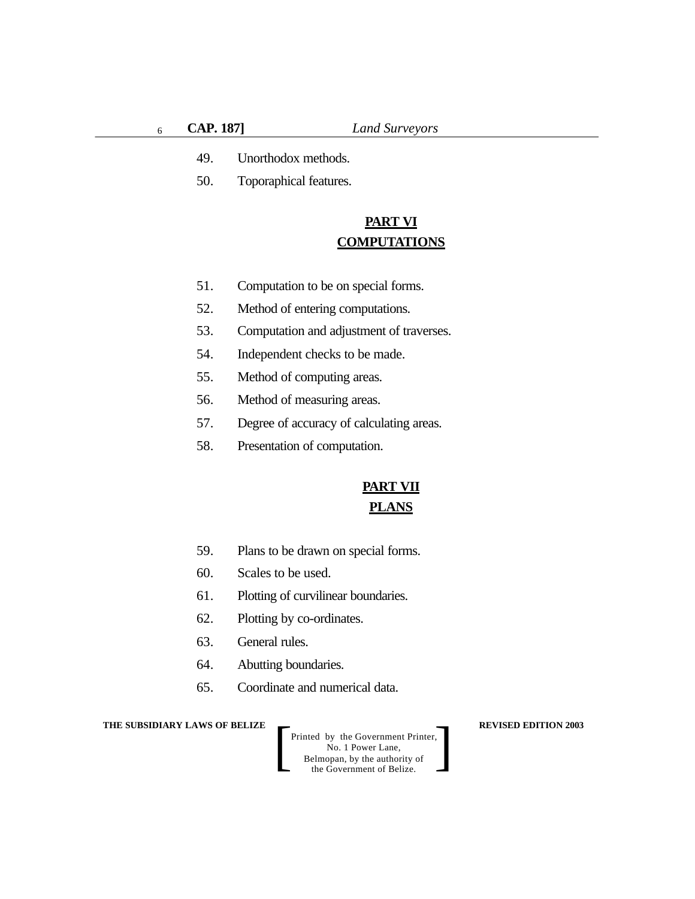49. Unorthodox methods.

50. Toporaphical features.

## PART VI
## COMPUTATIONS

51. Computation to be on special forms.

52. Method of entering computations.

53. Computation and adjustment of traverses.

54. Independent checks to be made.

55. Method of computing areas.

56. Method of measuring areas.

57. Degree of accuracy of calculating areas.

58. Presentation of computation.

## PART VII
## PLANS

59. Plans to be drawn on special forms.

60. Scales to be used.

61. Plotting of curvilinear boundaries.

62. Plotting by co-ordinates.

63. General rules.

64. Abutting boundaries.

65. Coordinate and numerical data.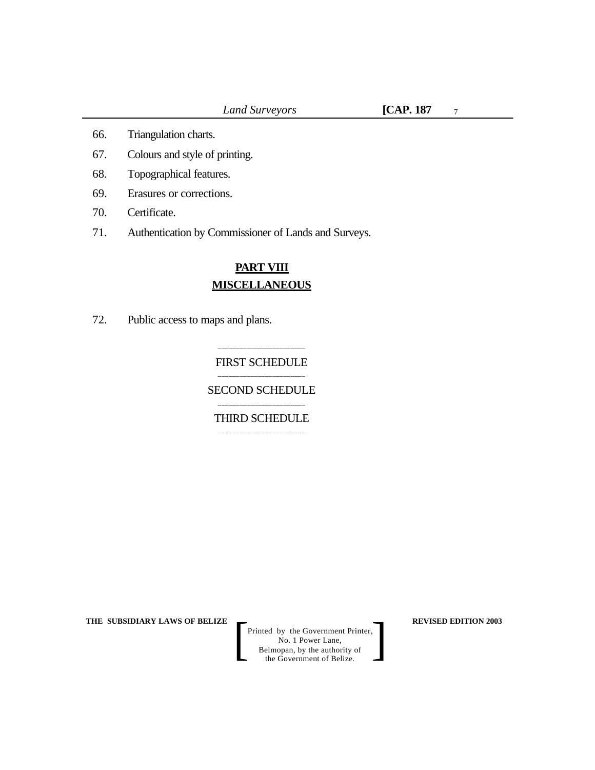66. Triangulation charts.

67. Colours and style of printing.

68. Topographical features.

69. Erasures or corrections.

70. Certificate.

71. Authentication by Commissioner of Lands and Surveys.

## PART VIII
## MISCELLANEOUS

72. Public access to maps and plans.

---

FIRST SCHEDULE

---

SECOND SCHEDULE

---

THIRD SCHEDULE

---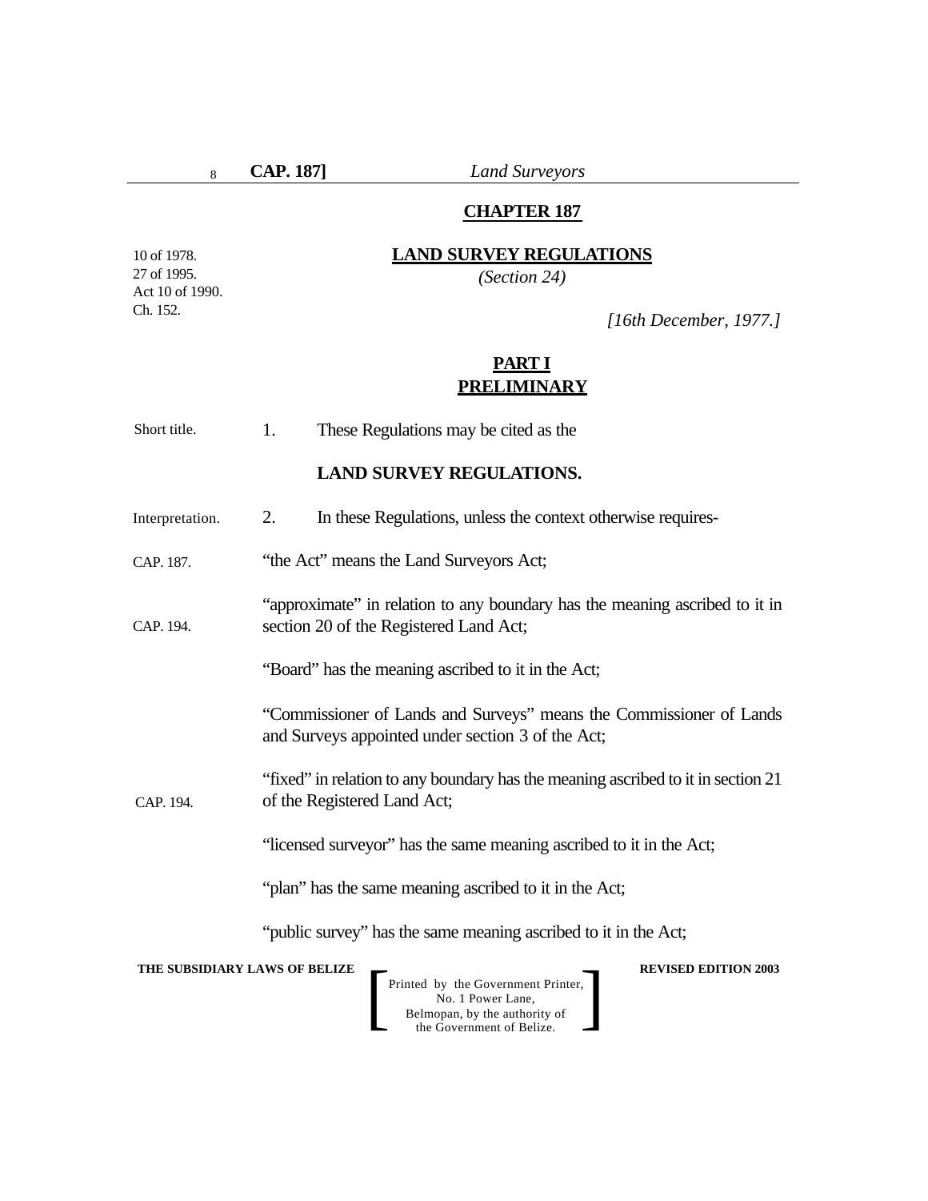## CHAPTER 187

10 of 1978.
27 of 1995.
Act 10 of 1990.
Ch. 152.

## LAND SURVEY REGULATIONS

*(Section 24)*

*[16th December, 1977.]*

## PART I
## PRELIMINARY

Short title.

1. These Regulations may be cited as the

**LAND SURVEY REGULATIONS.**

Interpretation.

2. In these Regulations, unless the context otherwise requires-

CAP. 187.

"the Act" means the Land Surveyors Act;

CAP. 194.

"approximate" in relation to any boundary has the meaning ascribed to it in section 20 of the Registered Land Act;

"Board" has the meaning ascribed to it in the Act;

"Commissioner of Lands and Surveys" means the Commissioner of Lands and Surveys appointed under section 3 of the Act;

CAP. 194.

"fixed" in relation to any boundary has the meaning ascribed to it in section 21 of the Registered Land Act;

"licensed surveyor" has the same meaning ascribed to it in the Act;

"plan" has the same meaning ascribed to it in the Act;

"public survey" has the same meaning ascribed to it in the Act;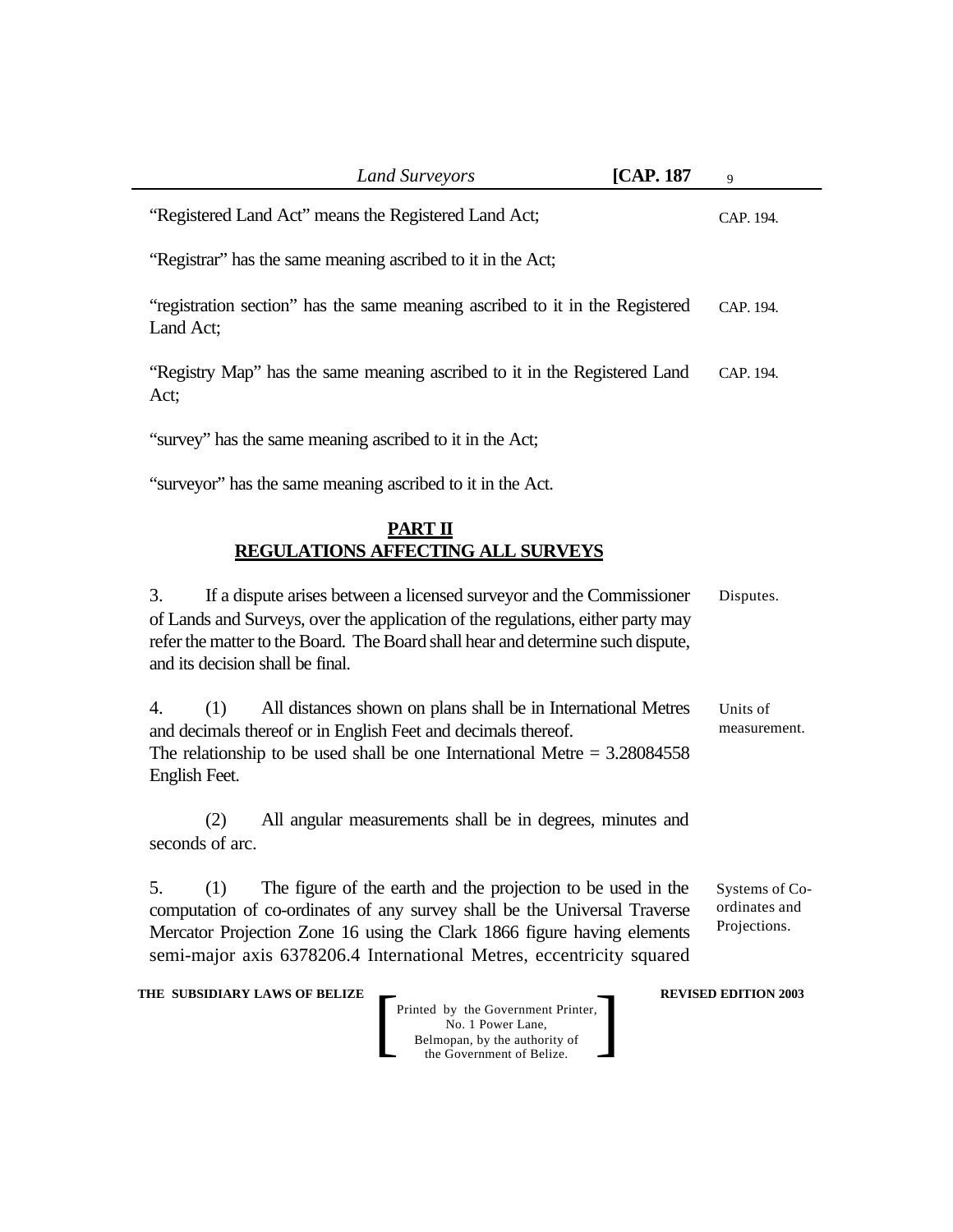"Registered Land Act" means the Registered Land Act; CAP. 194.

"Registrar" has the same meaning ascribed to it in the Act;

"registration section" has the same meaning ascribed to it in the Registered Land Act; CAP. 194.

"Registry Map" has the same meaning ascribed to it in the Registered Land Act; CAP. 194.

"survey" has the same meaning ascribed to it in the Act;

"surveyor" has the same meaning ascribed to it in the Act.

## PART II
## REGULATIONS AFFECTING ALL SURVEYS

Disputes.

3. If a dispute arises between a licensed surveyor and the Commissioner of Lands and Surveys, over the application of the regulations, either party may refer the matter to the Board. The Board shall hear and determine such dispute, and its decision shall be final.

Units of measurement.

4. (1) All distances shown on plans shall be in International Metres and decimals thereof or in English Feet and decimals thereof. The relationship to be used shall be one International Metre = 3.28084558 English Feet.

(2) All angular measurements shall be in degrees, minutes and seconds of arc.

Systems of Co-ordinates and Projections.

5. (1) The figure of the earth and the projection to be used in the computation of co-ordinates of any survey shall be the Universal Traverse Mercator Projection Zone 16 using the Clark 1866 figure having elements semi-major axis 6378206.4 International Metres, eccentricity squared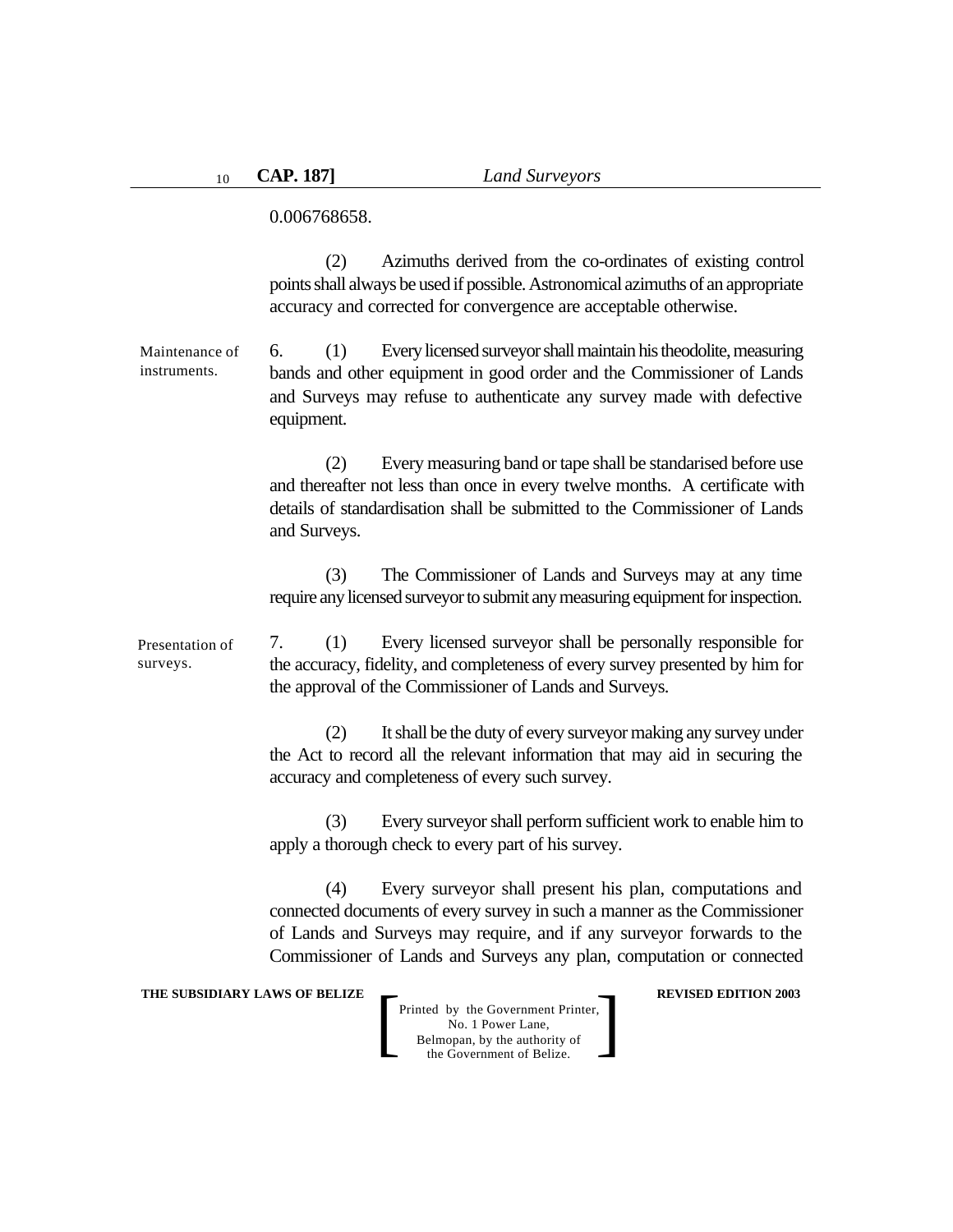0.006768658.

(2) Azimuths derived from the co-ordinates of existing control points shall always be used if possible. Astronomical azimuths of an appropriate accuracy and corrected for convergence are acceptable otherwise.

Maintenance of instruments.

6. (1) Every licensed surveyor shall maintain his theodolite, measuring bands and other equipment in good order and the Commissioner of Lands and Surveys may refuse to authenticate any survey made with defective equipment.

(2) Every measuring band or tape shall be standarised before use and thereafter not less than once in every twelve months. A certificate with details of standardisation shall be submitted to the Commissioner of Lands and Surveys.

(3) The Commissioner of Lands and Surveys may at any time require any licensed surveyor to submit any measuring equipment for inspection.

Presentation of surveys.

7. (1) Every licensed surveyor shall be personally responsible for the accuracy, fidelity, and completeness of every survey presented by him for the approval of the Commissioner of Lands and Surveys.

(2) It shall be the duty of every surveyor making any survey under the Act to record all the relevant information that may aid in securing the accuracy and completeness of every such survey.

(3) Every surveyor shall perform sufficient work to enable him to apply a thorough check to every part of his survey.

(4) Every surveyor shall present his plan, computations and connected documents of every survey in such a manner as the Commissioner of Lands and Surveys may require, and if any surveyor forwards to the Commissioner of Lands and Surveys any plan, computation or connected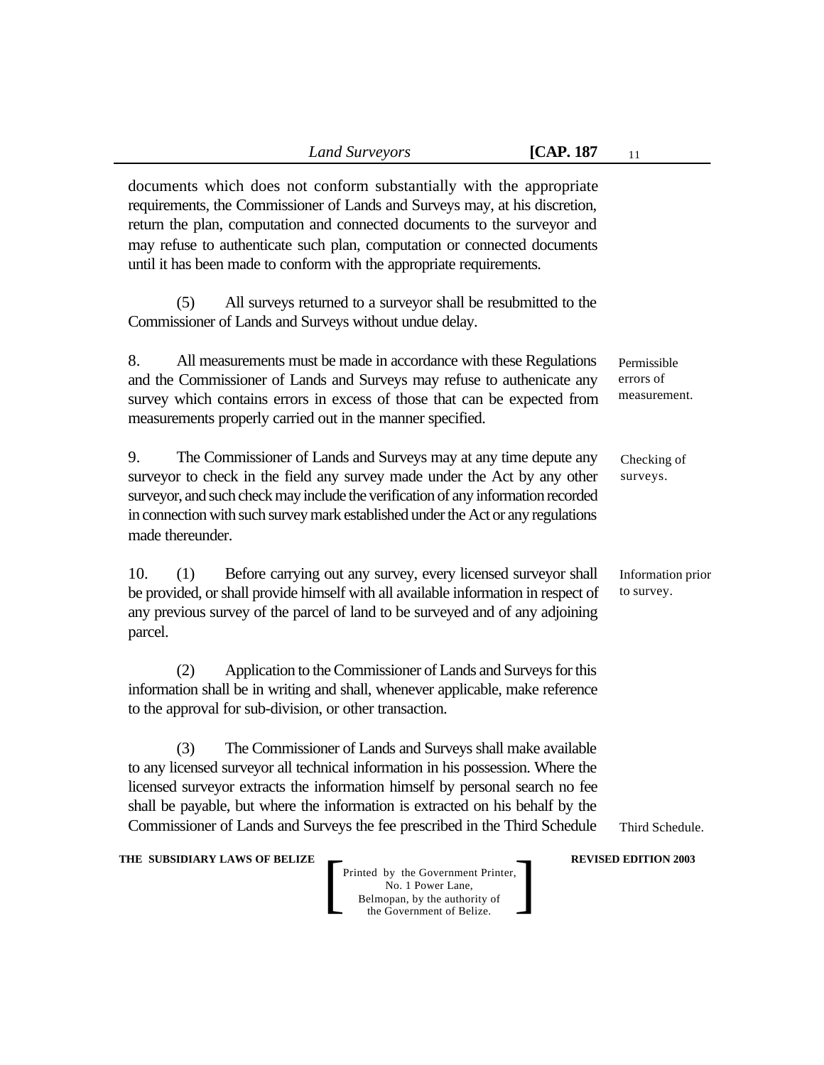documents which does not conform substantially with the appropriate requirements, the Commissioner of Lands and Surveys may, at his discretion, return the plan, computation and connected documents to the surveyor and may refuse to authenticate such plan, computation or connected documents until it has been made to conform with the appropriate requirements.

(5) All surveys returned to a surveyor shall be resubmitted to the Commissioner of Lands and Surveys without undue delay.

Permissible errors of measurement.

8. All measurements must be made in accordance with these Regulations and the Commissioner of Lands and Surveys may refuse to authenicate any survey which contains errors in excess of those that can be expected from measurements properly carried out in the manner specified.

Checking of surveys.

9. The Commissioner of Lands and Surveys may at any time depute any surveyor to check in the field any survey made under the Act by any other surveyor, and such check may include the verification of any information recorded in connection with such survey mark established under the Act or any regulations made thereunder.

Information prior to survey.

10. (1) Before carrying out any survey, every licensed surveyor shall be provided, or shall provide himself with all available information in respect of any previous survey of the parcel of land to be surveyed and of any adjoining parcel.

(2) Application to the Commissioner of Lands and Surveys for this information shall be in writing and shall, whenever applicable, make reference to the approval for sub-division, or other transaction.

(3) The Commissioner of Lands and Surveys shall make available to any licensed surveyor all technical information in his possession. Where the licensed surveyor extracts the information himself by personal search no fee shall be payable, but where the information is extracted on his behalf by the Commissioner of Lands and Surveys the fee prescribed in the Third Schedule

Third Schedule.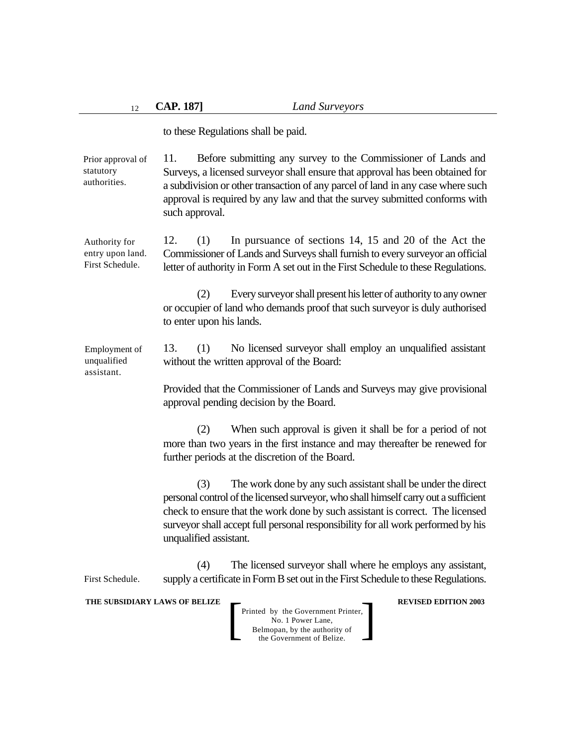to these Regulations shall be paid.

Prior approval of statutory authorities.

11. Before submitting any survey to the Commissioner of Lands and Surveys, a licensed surveyor shall ensure that approval has been obtained for a subdivision or other transaction of any parcel of land in any case where such approval is required by any law and that the survey submitted conforms with such approval.

Authority for entry upon land. First Schedule.

12. (1) In pursuance of sections 14, 15 and 20 of the Act the Commissioner of Lands and Surveys shall furnish to every surveyor an official letter of authority in Form A set out in the First Schedule to these Regulations.

(2) Every surveyor shall present his letter of authority to any owner or occupier of land who demands proof that such surveyor is duly authorised to enter upon his lands.

Employment of unqualified assistant.

13. (1) No licensed surveyor shall employ an unqualified assistant without the written approval of the Board:

Provided that the Commissioner of Lands and Surveys may give provisional approval pending decision by the Board.

(2) When such approval is given it shall be for a period of not more than two years in the first instance and may thereafter be renewed for further periods at the discretion of the Board.

(3) The work done by any such assistant shall be under the direct personal control of the licensed surveyor, who shall himself carry out a sufficient check to ensure that the work done by such assistant is correct. The licensed surveyor shall accept full personal responsibility for all work performed by his unqualified assistant.

First Schedule.

(4) The licensed surveyor shall where he employs any assistant, supply a certificate in Form B set out in the First Schedule to these Regulations.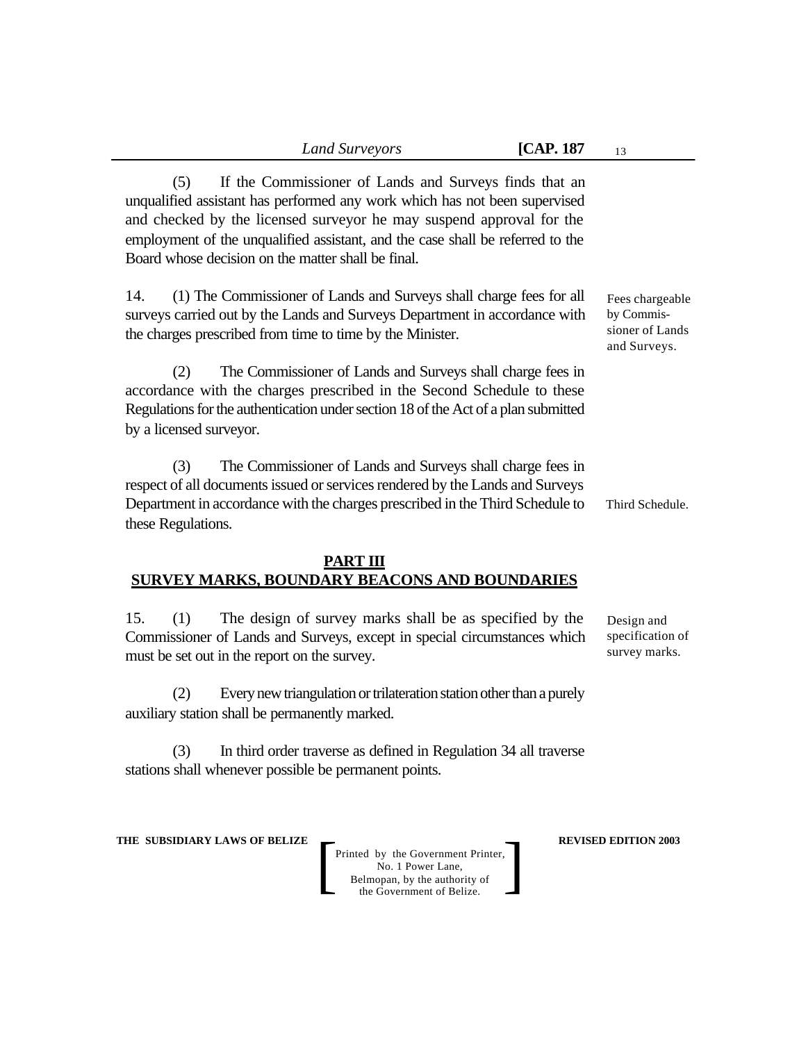(5) If the Commissioner of Lands and Surveys finds that an unqualified assistant has performed any work which has not been supervised and checked by the licensed surveyor he may suspend approval for the employment of the unqualified assistant, and the case shall be referred to the Board whose decision on the matter shall be final.

Fees chargeable by Commissioner of Lands and Surveys.

14. (1) The Commissioner of Lands and Surveys shall charge fees for all surveys carried out by the Lands and Surveys Department in accordance with the charges prescribed from time to time by the Minister.

(2) The Commissioner of Lands and Surveys shall charge fees in accordance with the charges prescribed in the Second Schedule to these Regulations for the authentication under section 18 of the Act of a plan submitted by a licensed surveyor.

(3) The Commissioner of Lands and Surveys shall charge fees in respect of all documents issued or services rendered by the Lands and Surveys Department in accordance with the charges prescribed in the Third Schedule to these Regulations.

Third Schedule.

## PART III
## SURVEY MARKS, BOUNDARY BEACONS AND BOUNDARIES

Design and specification of survey marks.

15. (1) The design of survey marks shall be as specified by the Commissioner of Lands and Surveys, except in special circumstances which must be set out in the report on the survey.

(2) Every new triangulation or trilateration station other than a purely auxiliary station shall be permanently marked.

(3) In third order traverse as defined in Regulation 34 all traverse stations shall whenever possible be permanent points.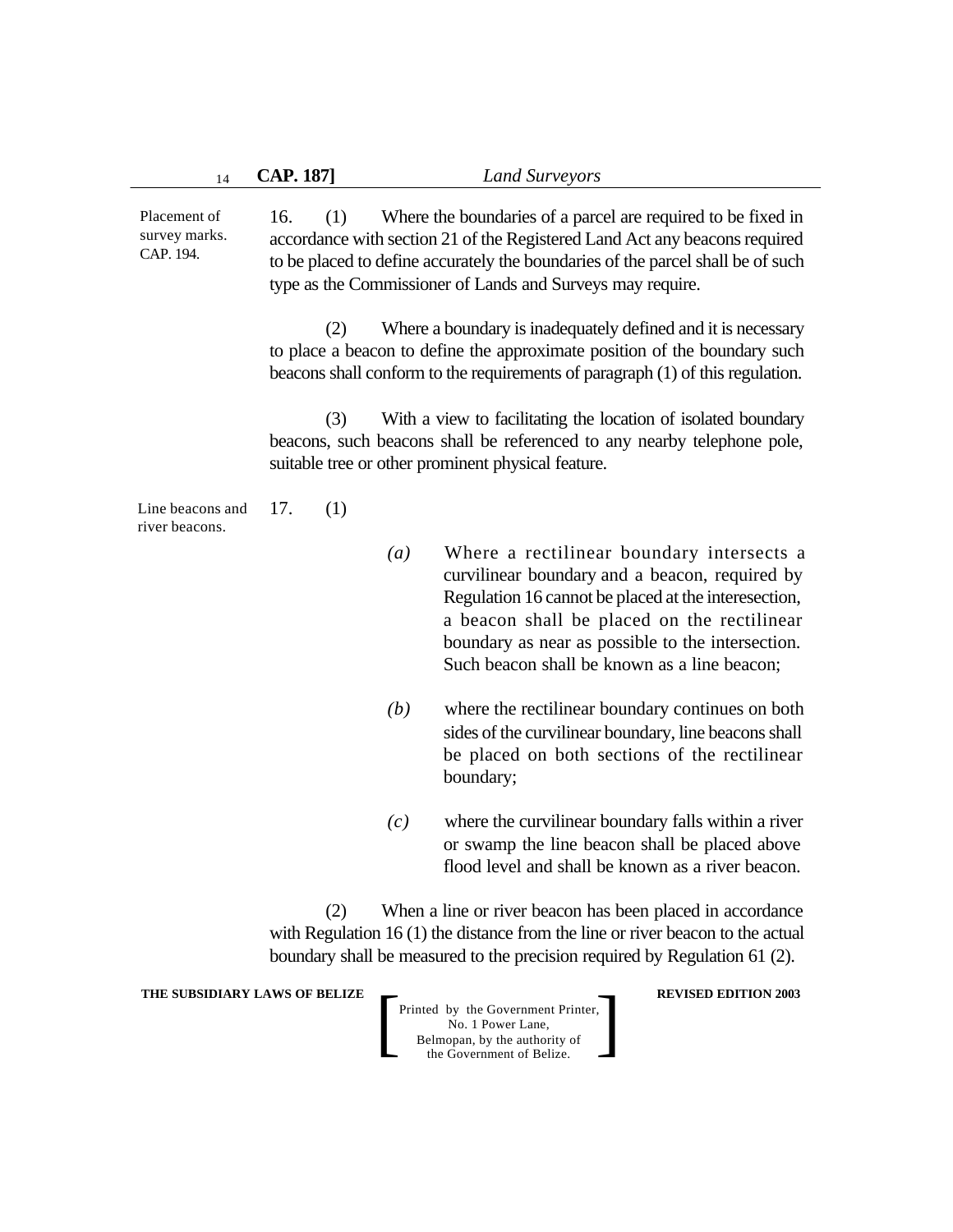Placement of survey marks. CAP. 194.

16. (1) Where the boundaries of a parcel are required to be fixed in accordance with section 21 of the Registered Land Act any beacons required to be placed to define accurately the boundaries of the parcel shall be of such type as the Commissioner of Lands and Surveys may require.

(2) Where a boundary is inadequately defined and it is necessary to place a beacon to define the approximate position of the boundary such beacons shall conform to the requirements of paragraph (1) of this regulation.

(3) With a view to facilitating the location of isolated boundary beacons, such beacons shall be referenced to any nearby telephone pole, suitable tree or other prominent physical feature.

Line beacons and river beacons.

17. (1)

*(a)* Where a rectilinear boundary intersects a curvilinear boundary and a beacon, required by Regulation 16 cannot be placed at the interesection, a beacon shall be placed on the rectilinear boundary as near as possible to the intersection. Such beacon shall be known as a line beacon;

*(b)* where the rectilinear boundary continues on both sides of the curvilinear boundary, line beacons shall be placed on both sections of the rectilinear boundary;

*(c)* where the curvilinear boundary falls within a river or swamp the line beacon shall be placed above flood level and shall be known as a river beacon.

(2) When a line or river beacon has been placed in accordance with Regulation 16 (1) the distance from the line or river beacon to the actual boundary shall be measured to the precision required by Regulation 61 (2).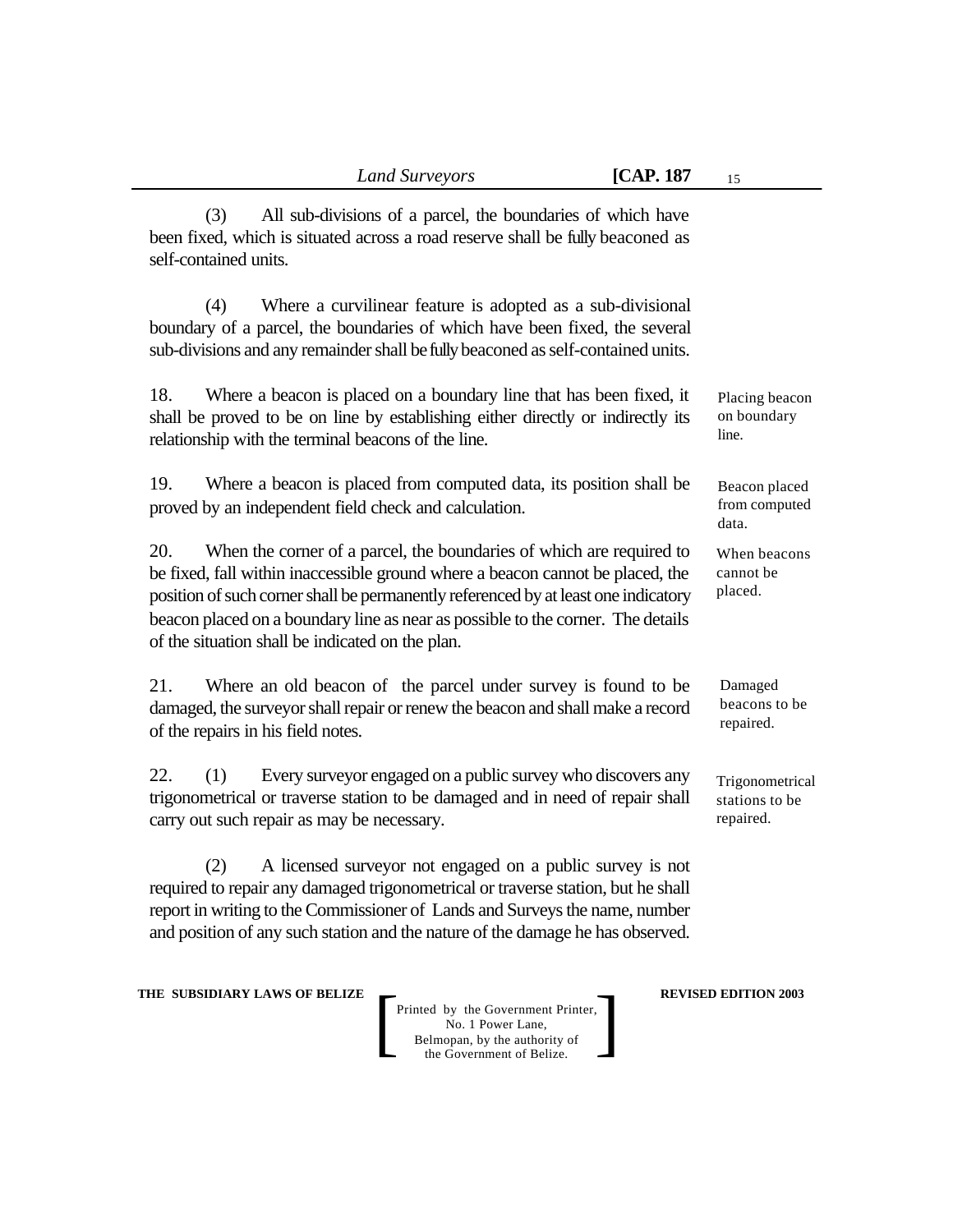(3) All sub-divisions of a parcel, the boundaries of which have been fixed, which is situated across a road reserve shall be fully beaconed as self-contained units.

(4) Where a curvilinear feature is adopted as a sub-divisional boundary of a parcel, the boundaries of which have been fixed, the several sub-divisions and any remainder shall be fully beaconed as self-contained units.

*Placing beacon on boundary line.*

18. Where a beacon is placed on a boundary line that has been fixed, it shall be proved to be on line by establishing either directly or indirectly its relationship with the terminal beacons of the line.

*Beacon placed from computed data.*

19. Where a beacon is placed from computed data, its position shall be proved by an independent field check and calculation.

*When beacons cannot be placed.*

20. When the corner of a parcel, the boundaries of which are required to be fixed, fall within inaccessible ground where a beacon cannot be placed, the position of such corner shall be permanently referenced by at least one indicatory beacon placed on a boundary line as near as possible to the corner. The details of the situation shall be indicated on the plan.

*Damaged beacons to be repaired.*

21. Where an old beacon of the parcel under survey is found to be damaged, the surveyor shall repair or renew the beacon and shall make a record of the repairs in his field notes.

*Trigonometrical stations to be repaired.*

22. (1) Every surveyor engaged on a public survey who discovers any trigonometrical or traverse station to be damaged and in need of repair shall carry out such repair as may be necessary.

(2) A licensed surveyor not engaged on a public survey is not required to repair any damaged trigonometrical or traverse station, but he shall report in writing to the Commissioner of Lands and Surveys the name, number and position of any such station and the nature of the damage he has observed.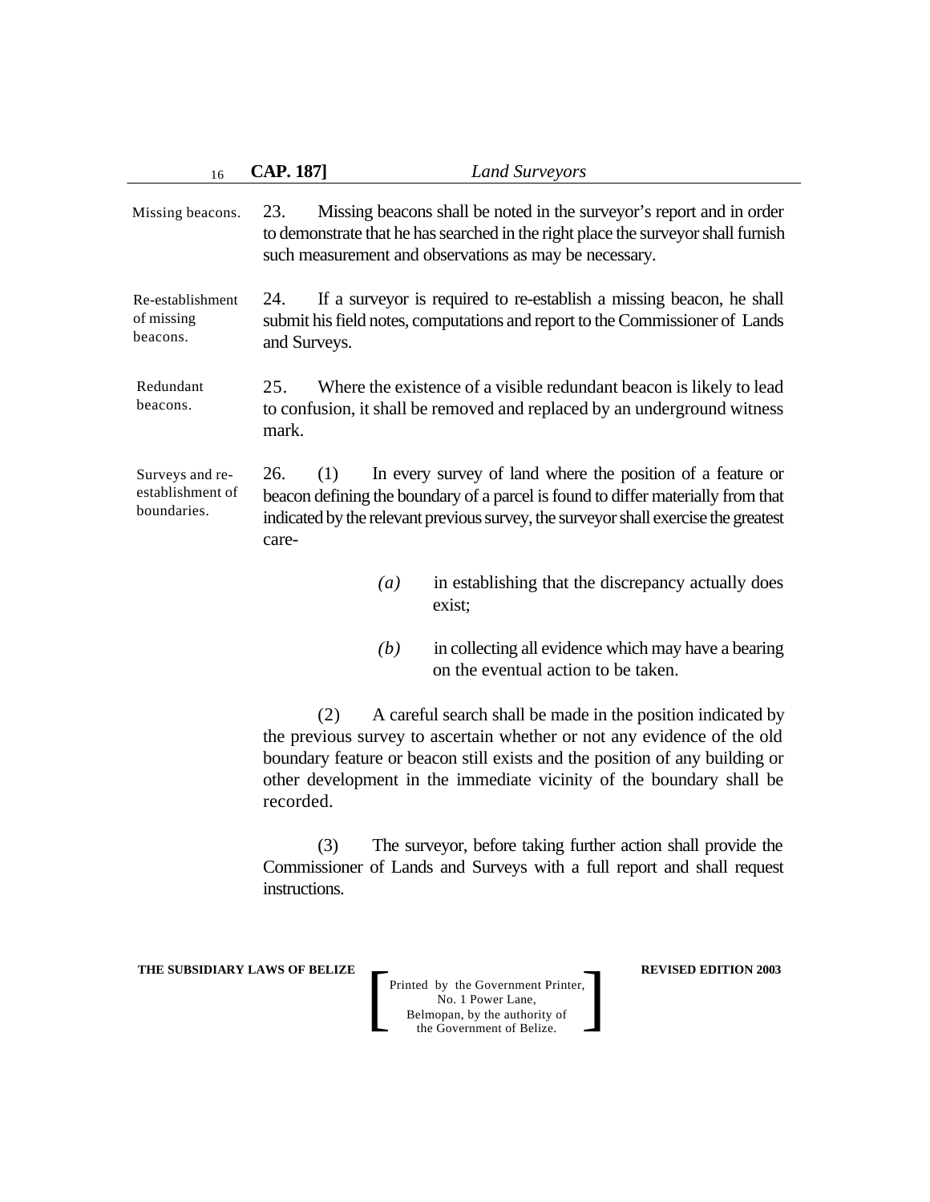Missing beacons.

23. Missing beacons shall be noted in the surveyor's report and in order to demonstrate that he has searched in the right place the surveyor shall furnish such measurement and observations as may be necessary.

Re-establishment of missing beacons.

24. If a surveyor is required to re-establish a missing beacon, he shall submit his field notes, computations and report to the Commissioner of Lands and Surveys.

Redundant beacons.

25. Where the existence of a visible redundant beacon is likely to lead to confusion, it shall be removed and replaced by an underground witness mark.

Surveys and re-establishment of boundaries.

26. (1) In every survey of land where the position of a feature or beacon defining the boundary of a parcel is found to differ materially from that indicated by the relevant previous survey, the surveyor shall exercise the greatest care-

*(a)* in establishing that the discrepancy actually does exist;

*(b)* in collecting all evidence which may have a bearing on the eventual action to be taken.

(2) A careful search shall be made in the position indicated by the previous survey to ascertain whether or not any evidence of the old boundary feature or beacon still exists and the position of any building or other development in the immediate vicinity of the boundary shall be recorded.

(3) The surveyor, before taking further action shall provide the Commissioner of Lands and Surveys with a full report and shall request instructions.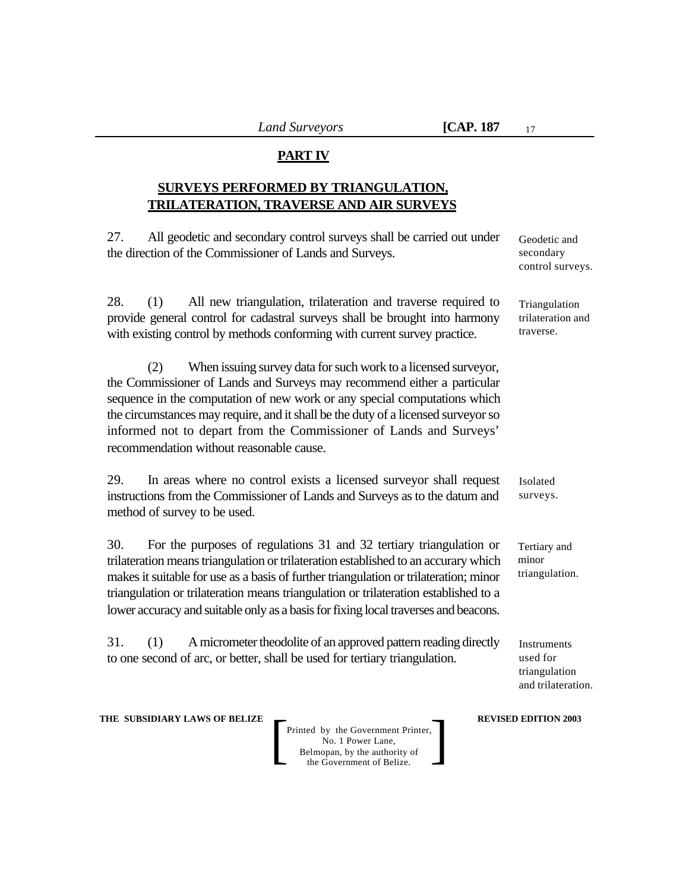## PART IV

## SURVEYS PERFORMED BY TRIANGULATION, TRILATERATION, TRAVERSE AND AIR SURVEYS

*Geodetic and secondary control surveys.*

27. All geodetic and secondary control surveys shall be carried out under the direction of the Commissioner of Lands and Surveys.

*Triangulation trilateration and traverse.*

28. (1) All new triangulation, trilateration and traverse required to provide general control for cadastral surveys shall be brought into harmony with existing control by methods conforming with current survey practice.

(2) When issuing survey data for such work to a licensed surveyor, the Commissioner of Lands and Surveys may recommend either a particular sequence in the computation of new work or any special computations which the circumstances may require, and it shall be the duty of a licensed surveyor so informed not to depart from the Commissioner of Lands and Surveys' recommendation without reasonable cause.

*Isolated surveys.*

29. In areas where no control exists a licensed surveyor shall request instructions from the Commissioner of Lands and Surveys as to the datum and method of survey to be used.

*Tertiary and minor triangulation.*

30. For the purposes of regulations 31 and 32 tertiary triangulation or trilateration means triangulation or trilateration established to an accurary which makes it suitable for use as a basis of further triangulation or trilateration; minor triangulation or trilateration means triangulation or trilateration established to a lower accuracy and suitable only as a basis for fixing local traverses and beacons.

*Instruments used for triangulation and trilateration.*

31. (1) A micrometer theodolite of an approved pattern reading directly to one second of arc, or better, shall be used for tertiary triangulation.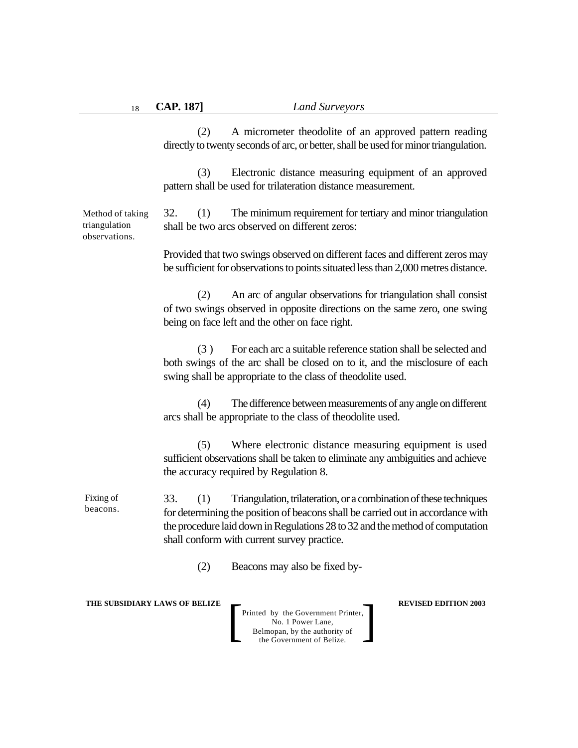(2) A micrometer theodolite of an approved pattern reading directly to twenty seconds of arc, or better, shall be used for minor triangulation.

(3) Electronic distance measuring equipment of an approved pattern shall be used for trilateration distance measurement.

*Method of taking triangulation observations.*

32. (1) The minimum requirement for tertiary and minor triangulation shall be two arcs observed on different zeros:

Provided that two swings observed on different faces and different zeros may be sufficient for observations to points situated less than 2,000 metres distance.

(2) An arc of angular observations for triangulation shall consist of two swings observed in opposite directions on the same zero, one swing being on face left and the other on face right.

(3 ) For each arc a suitable reference station shall be selected and both swings of the arc shall be closed on to it, and the misclosure of each swing shall be appropriate to the class of theodolite used.

(4) The difference between measurements of any angle on different arcs shall be appropriate to the class of theodolite used.

(5) Where electronic distance measuring equipment is used sufficient observations shall be taken to eliminate any ambiguities and achieve the accuracy required by Regulation 8.

*Fixing of beacons.*

33. (1) Triangulation, trilateration, or a combination of these techniques for determining the position of beacons shall be carried out in accordance with the procedure laid down in Regulations 28 to 32 and the method of computation shall conform with current survey practice.

(2) Beacons may also be fixed by-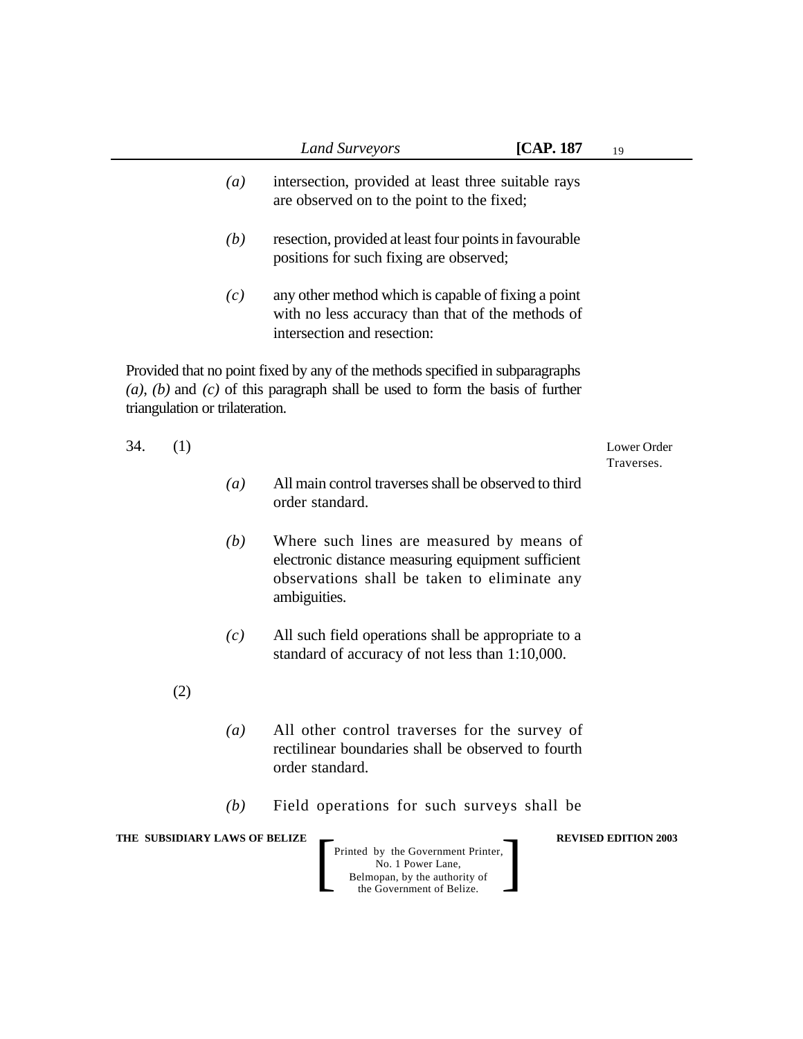*(a)* intersection, provided at least three suitable rays are observed on to the point to the fixed;

*(b)* resection, provided at least four points in favourable positions for such fixing are observed;

*(c)* any other method which is capable of fixing a point with no less accuracy than that of the methods of intersection and resection:

Provided that no point fixed by any of the methods specified in subparagraphs *(a)*, *(b)* and *(c)* of this paragraph shall be used to form the basis of further triangulation or trilateration.

34. (1) *Lower Order Traverses.*

*(a)* All main control traverses shall be observed to third order standard.

*(b)* Where such lines are measured by means of electronic distance measuring equipment sufficient observations shall be taken to eliminate any ambiguities.

*(c)* All such field operations shall be appropriate to a standard of accuracy of not less than 1:10,000.

(2)

*(a)* All other control traverses for the survey of rectilinear boundaries shall be observed to fourth order standard.

*(b)* Field operations for such surveys shall be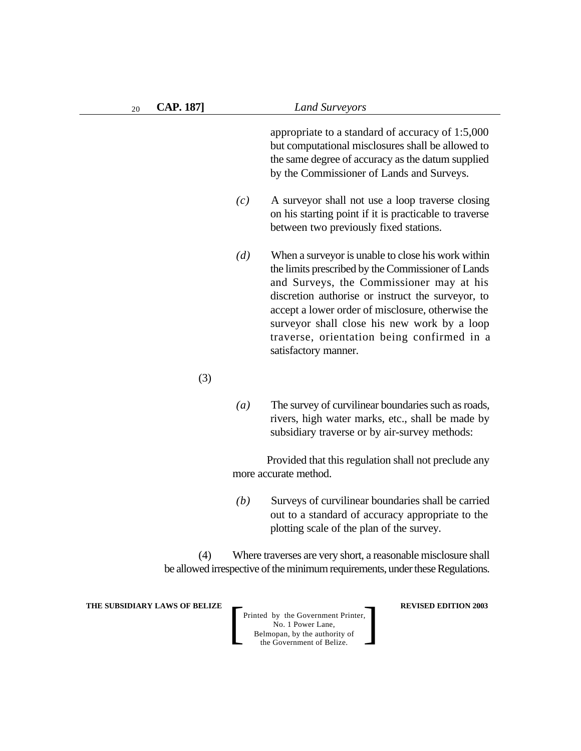appropriate to a standard of accuracy of 1:5,000 but computational misclosures shall be allowed to the same degree of accuracy as the datum supplied by the Commissioner of Lands and Surveys.

*(c)* A surveyor shall not use a loop traverse closing on his starting point if it is practicable to traverse between two previously fixed stations.

*(d)* When a surveyor is unable to close his work within the limits prescribed by the Commissioner of Lands and Surveys, the Commissioner may at his discretion authorise or instruct the surveyor, to accept a lower order of misclosure, otherwise the surveyor shall close his new work by a loop traverse, orientation being confirmed in a satisfactory manner.

(3)

*(a)* The survey of curvilinear boundaries such as roads, rivers, high water marks, etc., shall be made by subsidiary traverse or by air-survey methods:

Provided that this regulation shall not preclude any more accurate method.

*(b)* Surveys of curvilinear boundaries shall be carried out to a standard of accuracy appropriate to the plotting scale of the plan of the survey.

(4) Where traverses are very short, a reasonable misclosure shall be allowed irrespective of the minimum requirements, under these Regulations.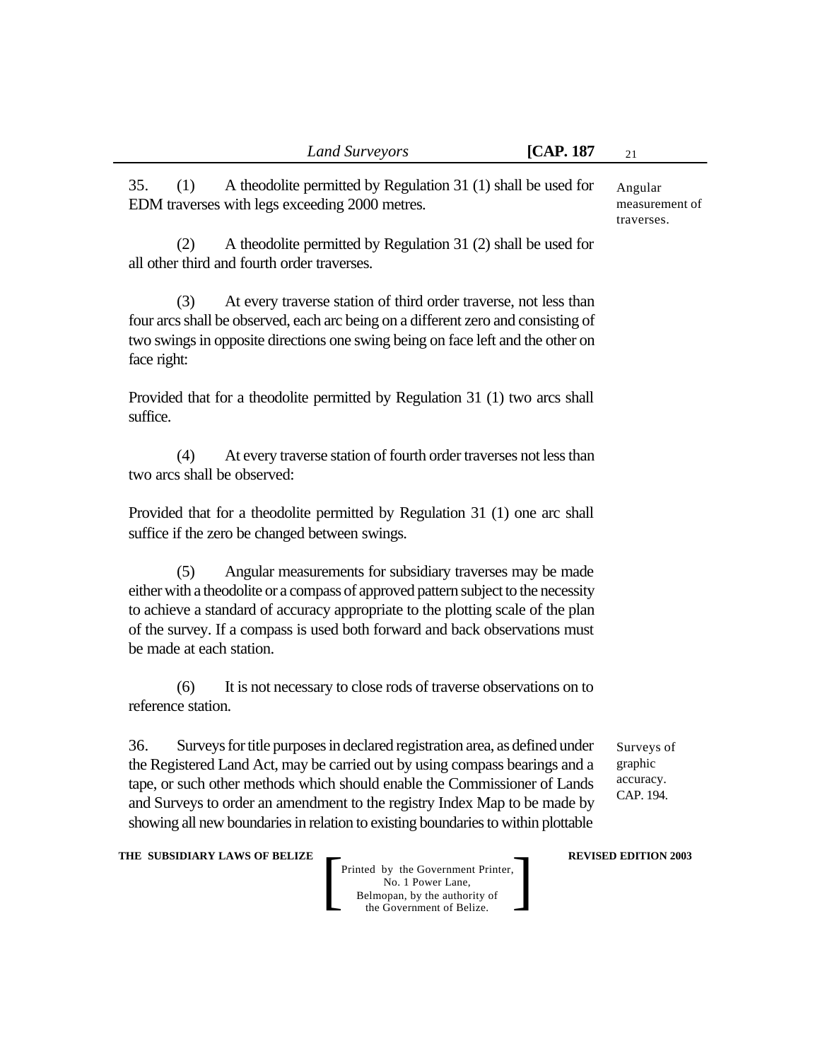35. (1) A theodolite permitted by Regulation 31 (1) shall be used for EDM traverses with legs exceeding 2000 metres.

Angular measurement of traverses.

(2) A theodolite permitted by Regulation 31 (2) shall be used for all other third and fourth order traverses.

(3) At every traverse station of third order traverse, not less than four arcs shall be observed, each arc being on a different zero and consisting of two swings in opposite directions one swing being on face left and the other on face right:

Provided that for a theodolite permitted by Regulation 31 (1) two arcs shall suffice.

(4) At every traverse station of fourth order traverses not less than two arcs shall be observed:

Provided that for a theodolite permitted by Regulation 31 (1) one arc shall suffice if the zero be changed between swings.

(5) Angular measurements for subsidiary traverses may be made either with a theodolite or a compass of approved pattern subject to the necessity to achieve a standard of accuracy appropriate to the plotting scale of the plan of the survey. If a compass is used both forward and back observations must be made at each station.

(6) It is not necessary to close rods of traverse observations on to reference station.

36. Surveys for title purposes in declared registration area, as defined under the Registered Land Act, may be carried out by using compass bearings and a tape, or such other methods which should enable the Commissioner of Lands and Surveys to order an amendment to the registry Index Map to be made by showing all new boundaries in relation to existing boundaries to within plottable

Surveys of graphic accuracy. CAP. 194.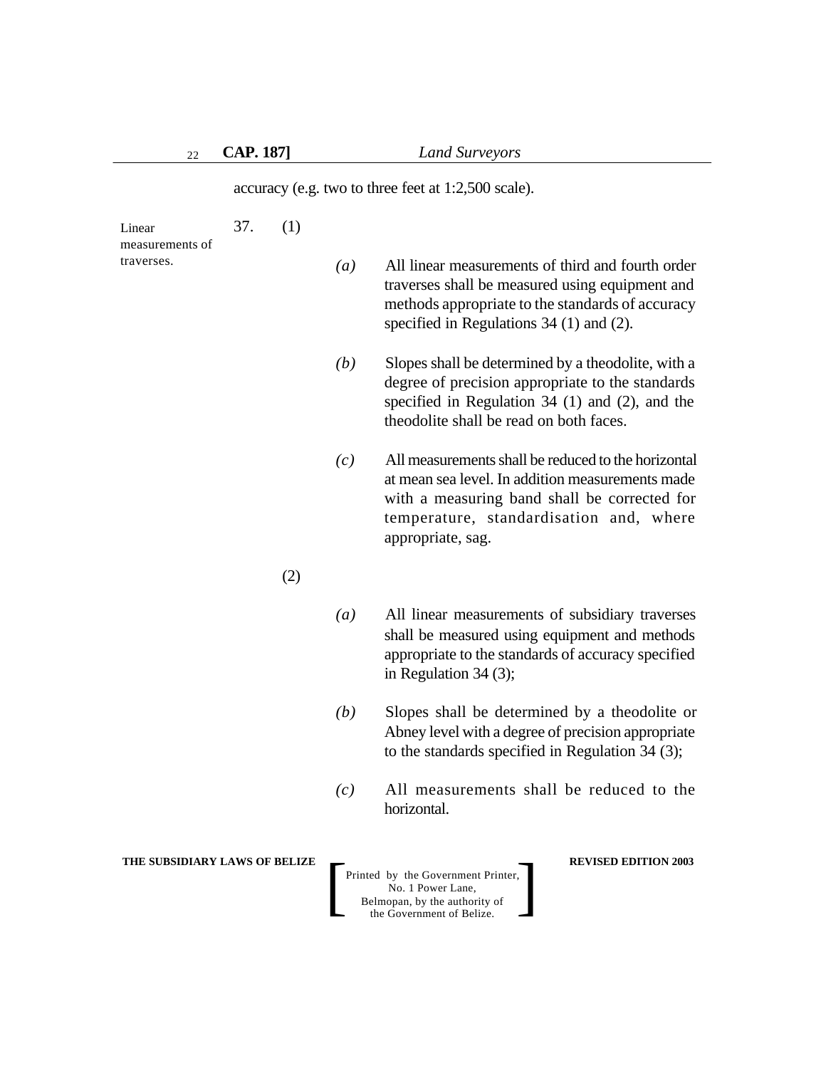accuracy (e.g. two to three feet at 1:2,500 scale).

Linear measurements of traverses.

37. (1)

*(a)* All linear measurements of third and fourth order traverses shall be measured using equipment and methods appropriate to the standards of accuracy specified in Regulations 34 (1) and (2).

*(b)* Slopes shall be determined by a theodolite, with a degree of precision appropriate to the standards specified in Regulation 34 (1) and (2), and the theodolite shall be read on both faces.

*(c)* All measurements shall be reduced to the horizontal at mean sea level. In addition measurements made with a measuring band shall be corrected for temperature, standardisation and, where appropriate, sag.

(2)

*(a)* All linear measurements of subsidiary traverses shall be measured using equipment and methods appropriate to the standards of accuracy specified in Regulation 34 (3);

*(b)* Slopes shall be determined by a theodolite or Abney level with a degree of precision appropriate to the standards specified in Regulation 34 (3);

*(c)* All measurements shall be reduced to the horizontal.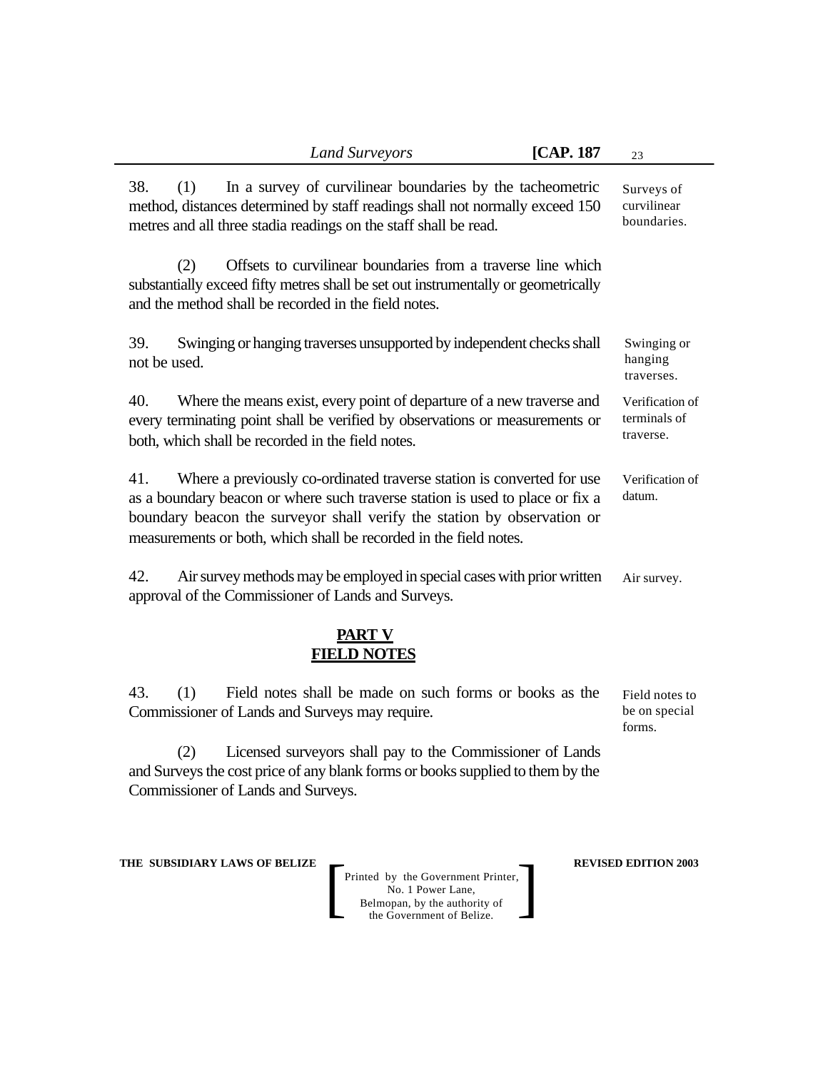38. (1) In a survey of curvilinear boundaries by the tacheometric method, distances determined by staff readings shall not normally exceed 150 metres and all three stadia readings on the staff shall be read.

Surveys of curvilinear boundaries.

(2) Offsets to curvilinear boundaries from a traverse line which substantially exceed fifty metres shall be set out instrumentally or geometrically and the method shall be recorded in the field notes.

39. Swinging or hanging traverses unsupported by independent checks shall not be used.

Swinging or hanging traverses.

40. Where the means exist, every point of departure of a new traverse and every terminating point shall be verified by observations or measurements or both, which shall be recorded in the field notes.

Verification of terminals of traverse.

41. Where a previously co-ordinated traverse station is converted for use as a boundary beacon or where such traverse station is used to place or fix a boundary beacon the surveyor shall verify the station by observation or measurements or both, which shall be recorded in the field notes.

Verification of datum.

42. Air survey methods may be employed in special cases with prior written approval of the Commissioner of Lands and Surveys.

Air survey.

## **PART V**
## **FIELD NOTES**

43. (1) Field notes shall be made on such forms or books as the Commissioner of Lands and Surveys may require.

Field notes to be on special forms.

(2) Licensed surveyors shall pay to the Commissioner of Lands and Surveys the cost price of any blank forms or books supplied to them by the Commissioner of Lands and Surveys.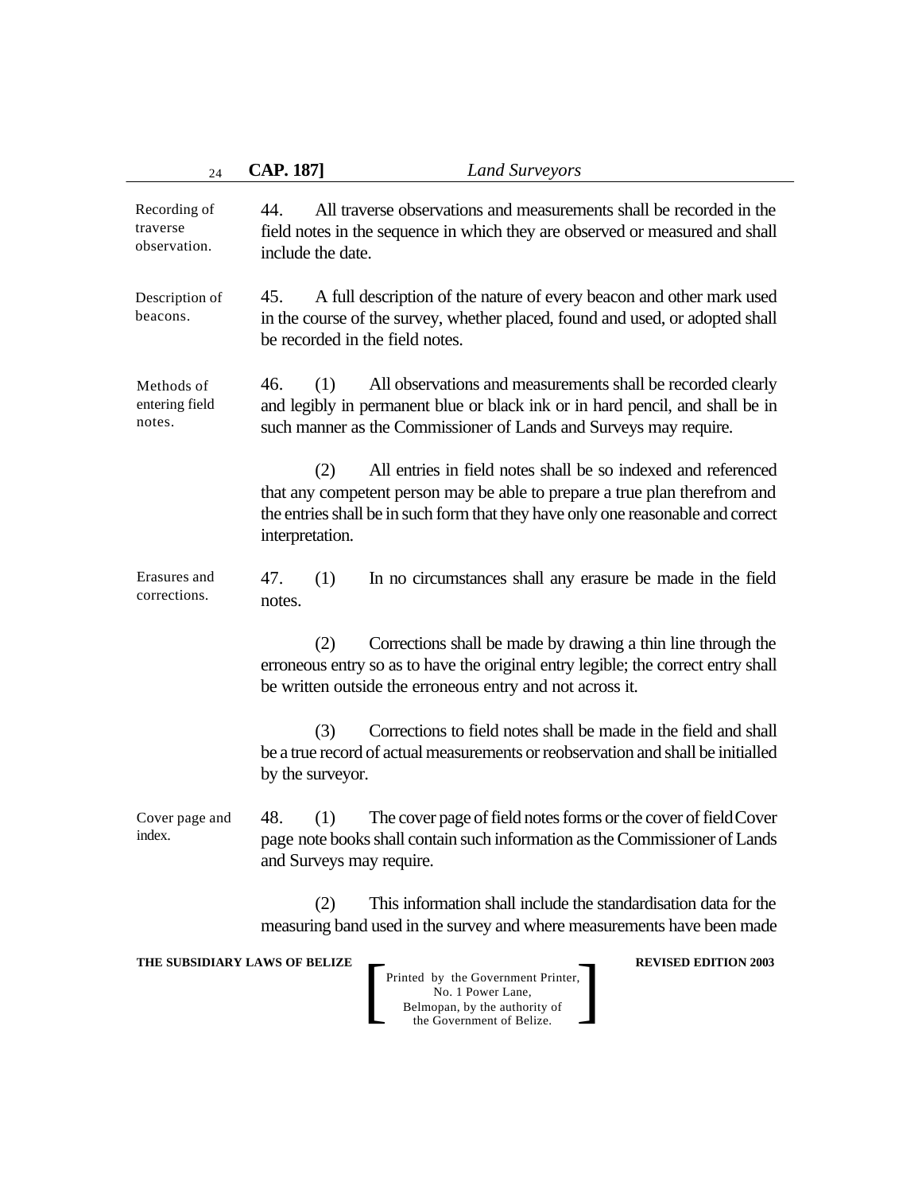Recording of traverse observation.

44. All traverse observations and measurements shall be recorded in the field notes in the sequence in which they are observed or measured and shall include the date.

Description of beacons.

45. A full description of the nature of every beacon and other mark used in the course of the survey, whether placed, found and used, or adopted shall be recorded in the field notes.

Methods of entering field notes.

46. (1) All observations and measurements shall be recorded clearly and legibly in permanent blue or black ink or in hard pencil, and shall be in such manner as the Commissioner of Lands and Surveys may require.

(2) All entries in field notes shall be so indexed and referenced that any competent person may be able to prepare a true plan therefrom and the entries shall be in such form that they have only one reasonable and correct interpretation.

Erasures and corrections.

47. (1) In no circumstances shall any erasure be made in the field notes.

(2) Corrections shall be made by drawing a thin line through the erroneous entry so as to have the original entry legible; the correct entry shall be written outside the erroneous entry and not across it.

(3) Corrections to field notes shall be made in the field and shall be a true record of actual measurements or reobservation and shall be initialled by the surveyor.

Cover page and index.

48. (1) The cover page of field notes forms or the cover of field Cover page note books shall contain such information as the Commissioner of Lands and Surveys may require.

(2) This information shall include the standardisation data for the measuring band used in the survey and where measurements have been made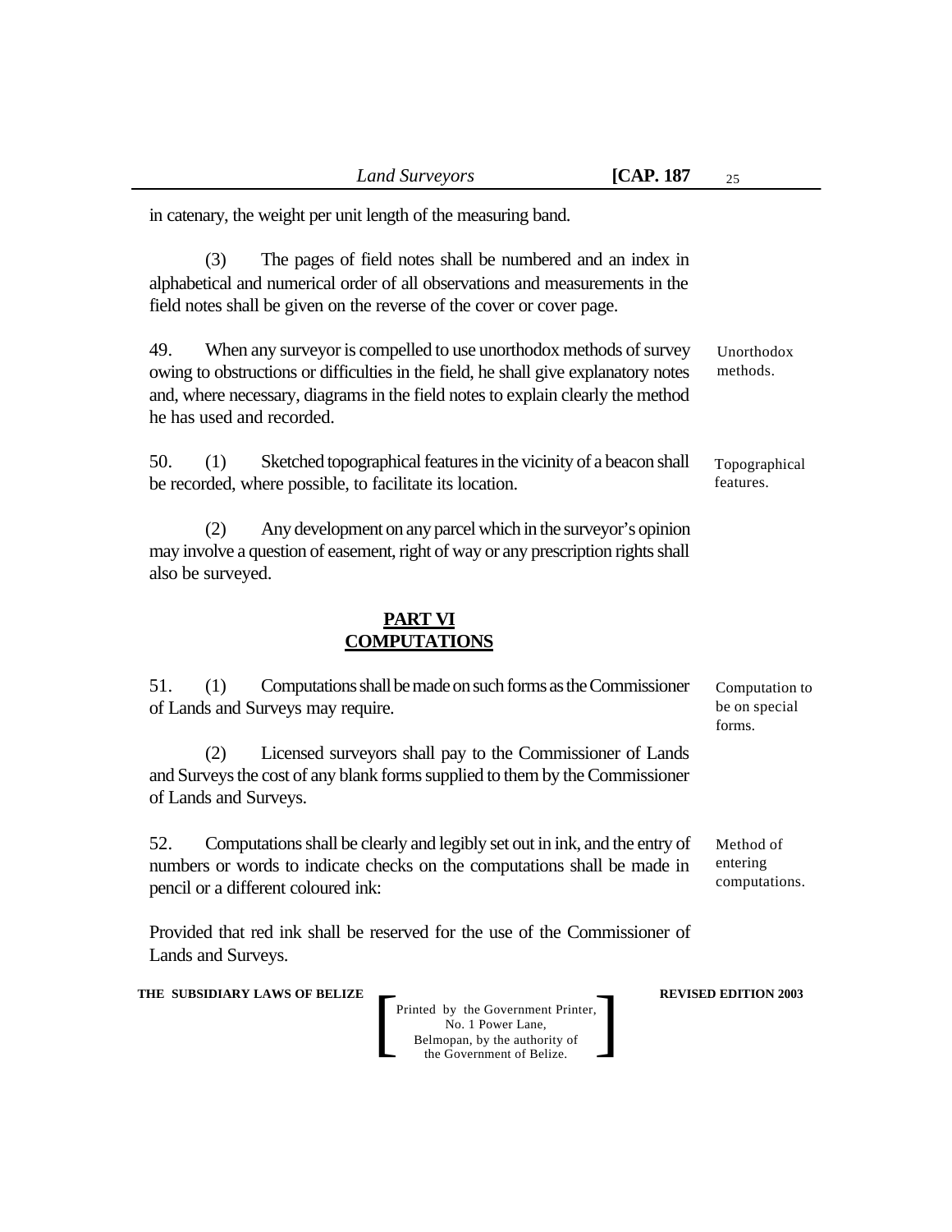in catenary, the weight per unit length of the measuring band.

(3) The pages of field notes shall be numbered and an index in alphabetical and numerical order of all observations and measurements in the field notes shall be given on the reverse of the cover or cover page.

Unorthodox methods.

49. When any surveyor is compelled to use unorthodox methods of survey owing to obstructions or difficulties in the field, he shall give explanatory notes and, where necessary, diagrams in the field notes to explain clearly the method he has used and recorded.

Topographical features.

50. (1) Sketched topographical features in the vicinity of a beacon shall be recorded, where possible, to facilitate its location.

(2) Any development on any parcel which in the surveyor's opinion may involve a question of easement, right of way or any prescription rights shall also be surveyed.

## PART VI
## COMPUTATIONS

Computation to be on special forms.

51. (1) Computations shall be made on such forms as the Commissioner of Lands and Surveys may require.

(2) Licensed surveyors shall pay to the Commissioner of Lands and Surveys the cost of any blank forms supplied to them by the Commissioner of Lands and Surveys.

Method of entering computations.

52. Computations shall be clearly and legibly set out in ink, and the entry of numbers or words to indicate checks on the computations shall be made in pencil or a different coloured ink:

Provided that red ink shall be reserved for the use of the Commissioner of Lands and Surveys.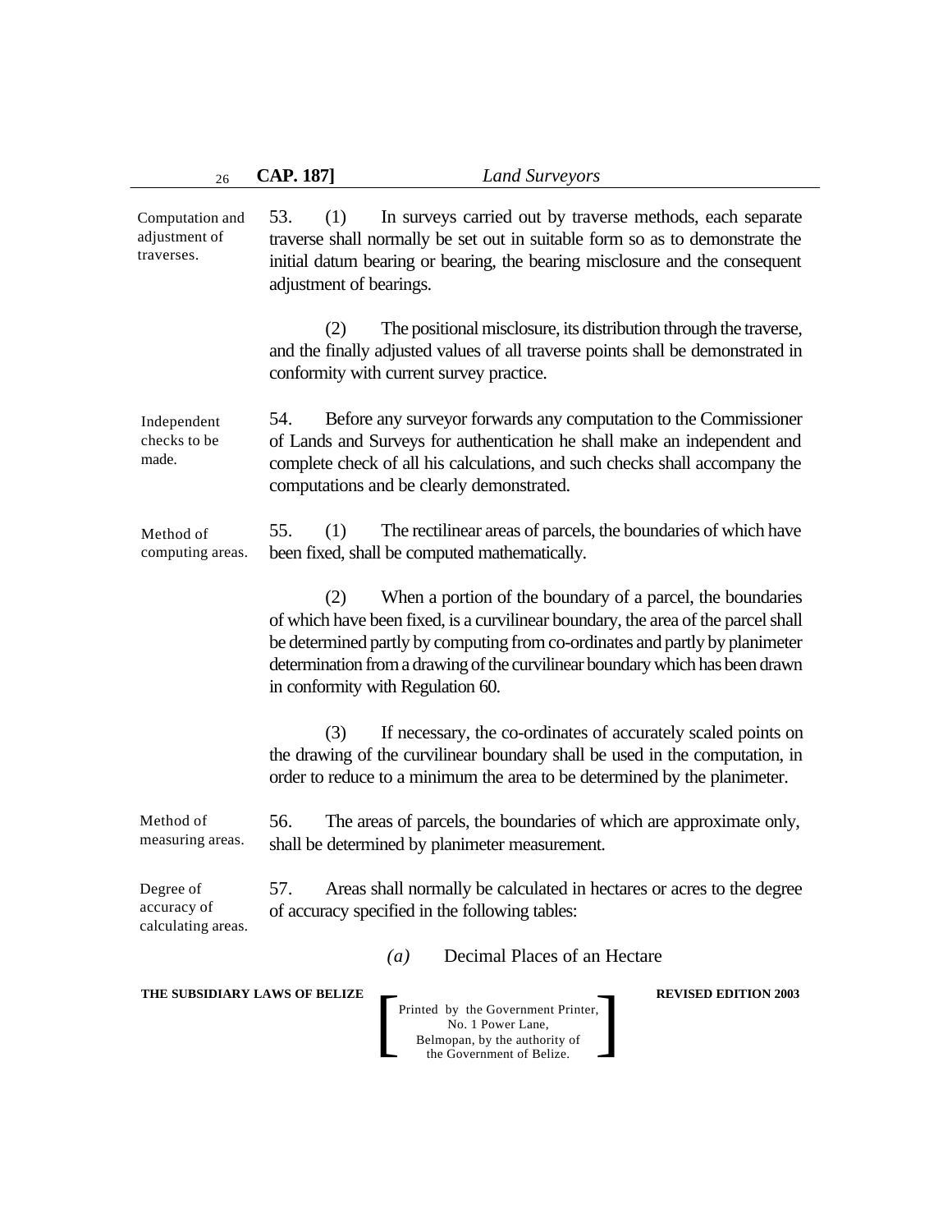Computation and adjustment of traverses.

53. (1) In surveys carried out by traverse methods, each separate traverse shall normally be set out in suitable form so as to demonstrate the initial datum bearing or bearing, the bearing misclosure and the consequent adjustment of bearings.

(2) The positional misclosure, its distribution through the traverse, and the finally adjusted values of all traverse points shall be demonstrated in conformity with current survey practice.

Independent checks to be made.

54. Before any surveyor forwards any computation to the Commissioner of Lands and Surveys for authentication he shall make an independent and complete check of all his calculations, and such checks shall accompany the computations and be clearly demonstrated.

Method of computing areas.

55. (1) The rectilinear areas of parcels, the boundaries of which have been fixed, shall be computed mathematically.

(2) When a portion of the boundary of a parcel, the boundaries of which have been fixed, is a curvilinear boundary, the area of the parcel shall be determined partly by computing from co-ordinates and partly by planimeter determination from a drawing of the curvilinear boundary which has been drawn in conformity with Regulation 60.

(3) If necessary, the co-ordinates of accurately scaled points on the drawing of the curvilinear boundary shall be used in the computation, in order to reduce to a minimum the area to be determined by the planimeter.

Method of measuring areas.

56. The areas of parcels, the boundaries of which are approximate only, shall be determined by planimeter measurement.

Degree of accuracy of calculating areas.

57. Areas shall normally be calculated in hectares or acres to the degree of accuracy specified in the following tables:

*(a)* Decimal Places of an Hectare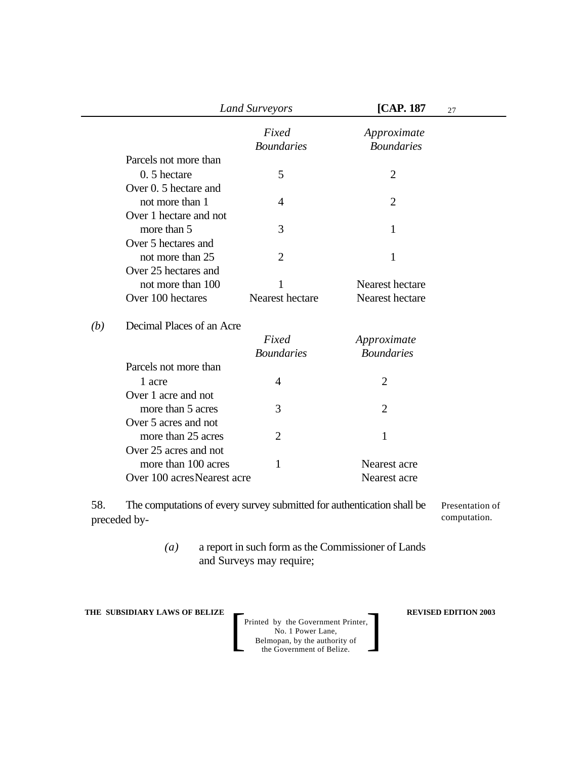| | Fixed Boundaries | Approximate Boundaries |
|---|---|---|
| Parcels not more than 0. 5 hectare | 5 | 2 |
| Over 0. 5 hectare and not more than 1 | 4 | 2 |
| Over 1 hectare and not more than 5 | 3 | 1 |
| Over 5 hectares and not more than 25 | 2 | 1 |
| Over 25 hectares and not more than 100 | 1 | Nearest hectare |
| Over 100 hectares | Nearest hectare | Nearest hectare |

*(b)* Decimal Places of an Acre

| | Fixed Boundaries | Approximate Boundaries |
|---|---|---|
| Parcels not more than 1 acre | 4 | 2 |
| Over 1 acre and not more than 5 acres | 3 | 2 |
| Over 5 acres and not more than 25 acres | 2 | 1 |
| Over 25 acres and not more than 100 acres | 1 | Nearest acre |
| Over 100 acres | Nearest acre | Nearest acre |

Presentation of computation.

58. The computations of every survey submitted for authentication shall be preceded by-

*(a)* a report in such form as the Commissioner of Lands and Surveys may require;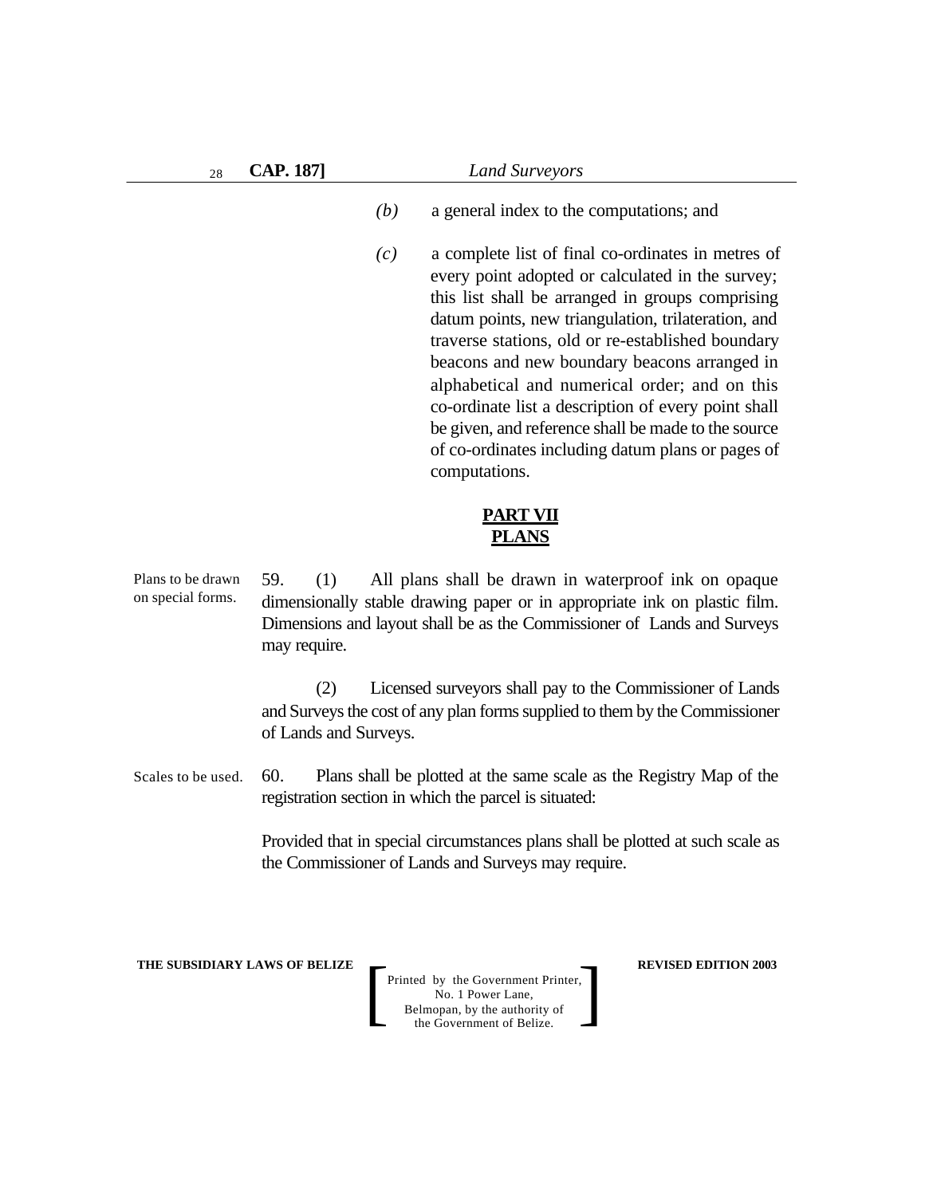(b) a general index to the computations; and

(c) a complete list of final co-ordinates in metres of every point adopted or calculated in the survey; this list shall be arranged in groups comprising datum points, new triangulation, trilateration, and traverse stations, old or re-established boundary beacons and new boundary beacons arranged in alphabetical and numerical order; and on this co-ordinate list a description of every point shall be given, and reference shall be made to the source of co-ordinates including datum plans or pages of computations.

## PART VII
## PLANS

Plans to be drawn on special forms.

59. (1) All plans shall be drawn in waterproof ink on opaque dimensionally stable drawing paper or in appropriate ink on plastic film. Dimensions and layout shall be as the Commissioner of Lands and Surveys may require.

(2) Licensed surveyors shall pay to the Commissioner of Lands and Surveys the cost of any plan forms supplied to them by the Commissioner of Lands and Surveys.

Scales to be used.

60. Plans shall be plotted at the same scale as the Registry Map of the registration section in which the parcel is situated:

Provided that in special circumstances plans shall be plotted at such scale as the Commissioner of Lands and Surveys may require.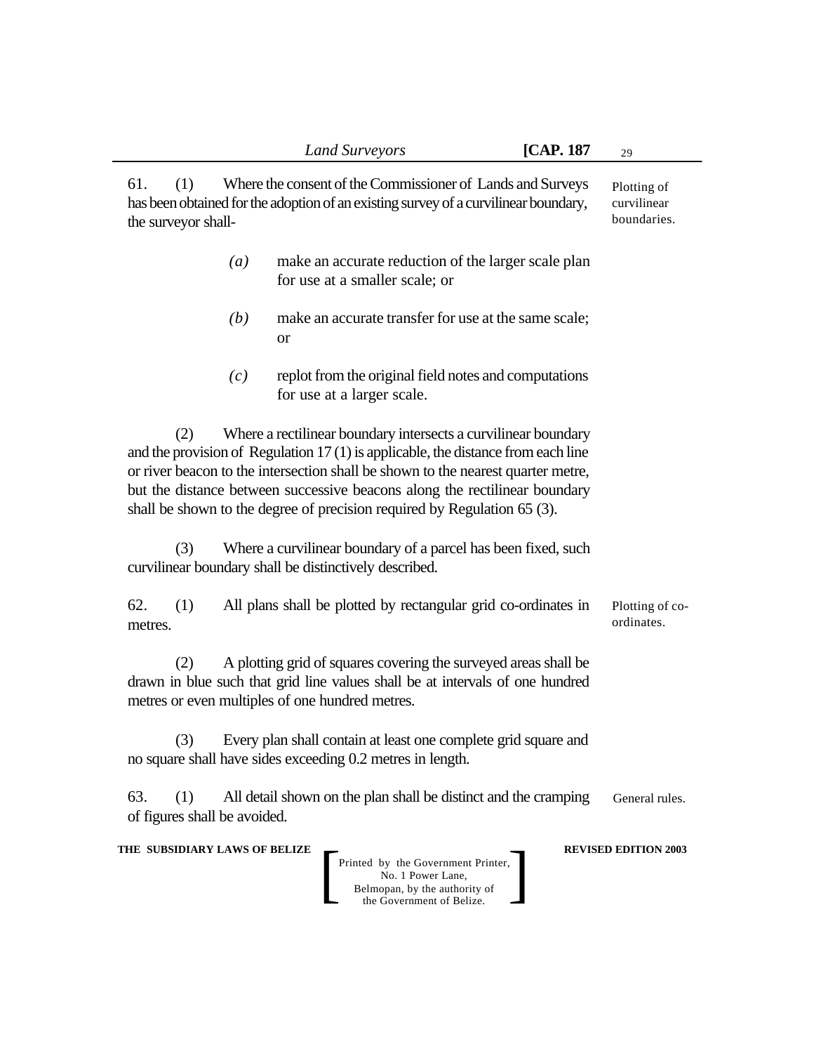61. (1) Where the consent of the Commissioner of Lands and Surveys has been obtained for the adoption of an existing survey of a curvilinear boundary, the surveyor shall-

Plotting of curvilinear boundaries.

*(a)* make an accurate reduction of the larger scale plan for use at a smaller scale; or

*(b)* make an accurate transfer for use at the same scale; or

*(c)* replot from the original field notes and computations for use at a larger scale.

(2) Where a rectilinear boundary intersects a curvilinear boundary and the provision of Regulation 17 (1) is applicable, the distance from each line or river beacon to the intersection shall be shown to the nearest quarter metre, but the distance between successive beacons along the rectilinear boundary shall be shown to the degree of precision required by Regulation 65 (3).

(3) Where a curvilinear boundary of a parcel has been fixed, such curvilinear boundary shall be distinctively described.

62. (1) All plans shall be plotted by rectangular grid co-ordinates in metres.

Plotting of co-ordinates.

(2) A plotting grid of squares covering the surveyed areas shall be drawn in blue such that grid line values shall be at intervals of one hundred metres or even multiples of one hundred metres.

(3) Every plan shall contain at least one complete grid square and no square shall have sides exceeding 0.2 metres in length.

63. (1) All detail shown on the plan shall be distinct and the cramping of figures shall be avoided.

General rules.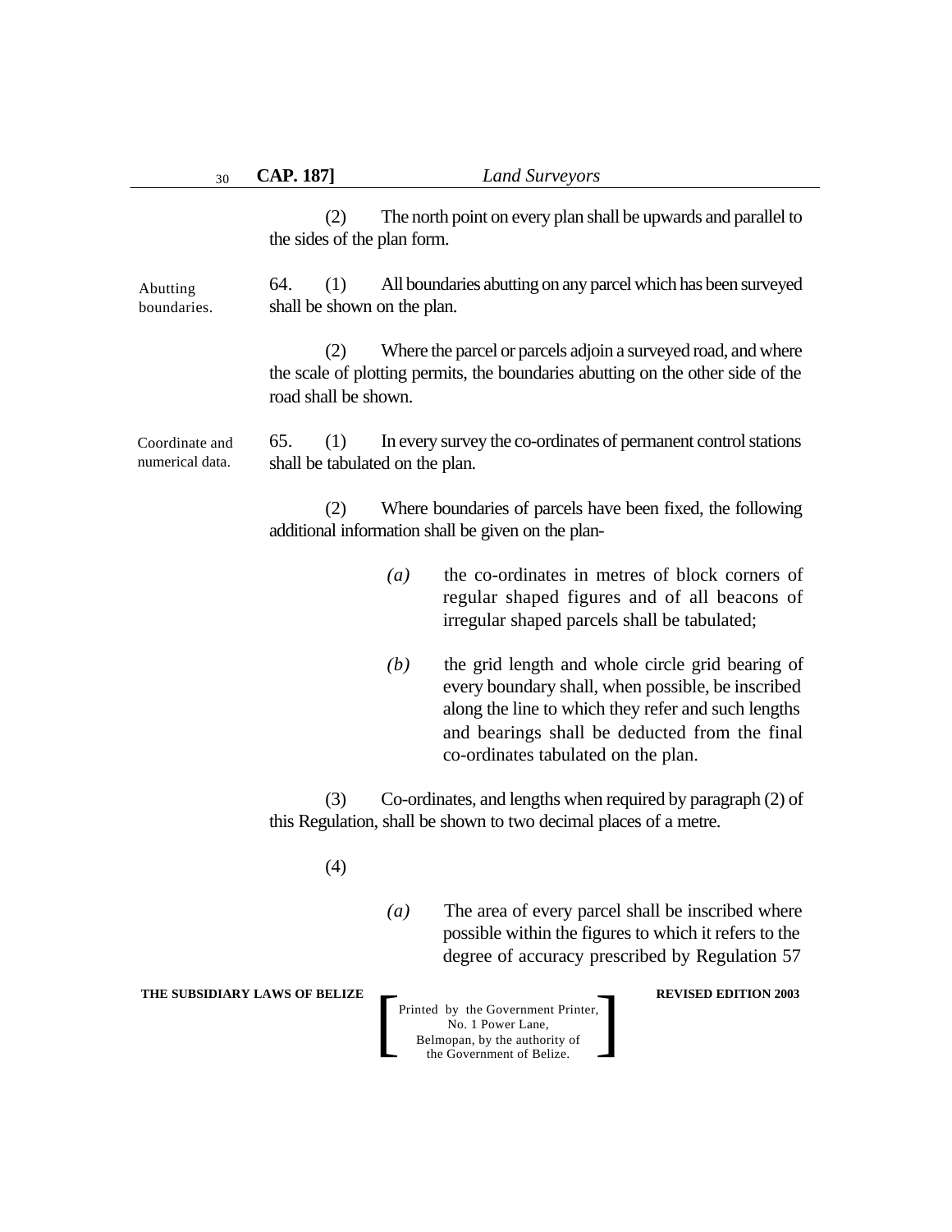(2) The north point on every plan shall be upwards and parallel to the sides of the plan form.

Abutting boundaries.

64. (1) All boundaries abutting on any parcel which has been surveyed shall be shown on the plan.

(2) Where the parcel or parcels adjoin a surveyed road, and where the scale of plotting permits, the boundaries abutting on the other side of the road shall be shown.

Coordinate and numerical data.

65. (1) In every survey the co-ordinates of permanent control stations shall be tabulated on the plan.

(2) Where boundaries of parcels have been fixed, the following additional information shall be given on the plan-

*(a)* the co-ordinates in metres of block corners of regular shaped figures and of all beacons of irregular shaped parcels shall be tabulated;

*(b)* the grid length and whole circle grid bearing of every boundary shall, when possible, be inscribed along the line to which they refer and such lengths and bearings shall be deducted from the final co-ordinates tabulated on the plan.

(3) Co-ordinates, and lengths when required by paragraph (2) of this Regulation, shall be shown to two decimal places of a metre.

(4)

*(a)* The area of every parcel shall be inscribed where possible within the figures to which it refers to the degree of accuracy prescribed by Regulation 57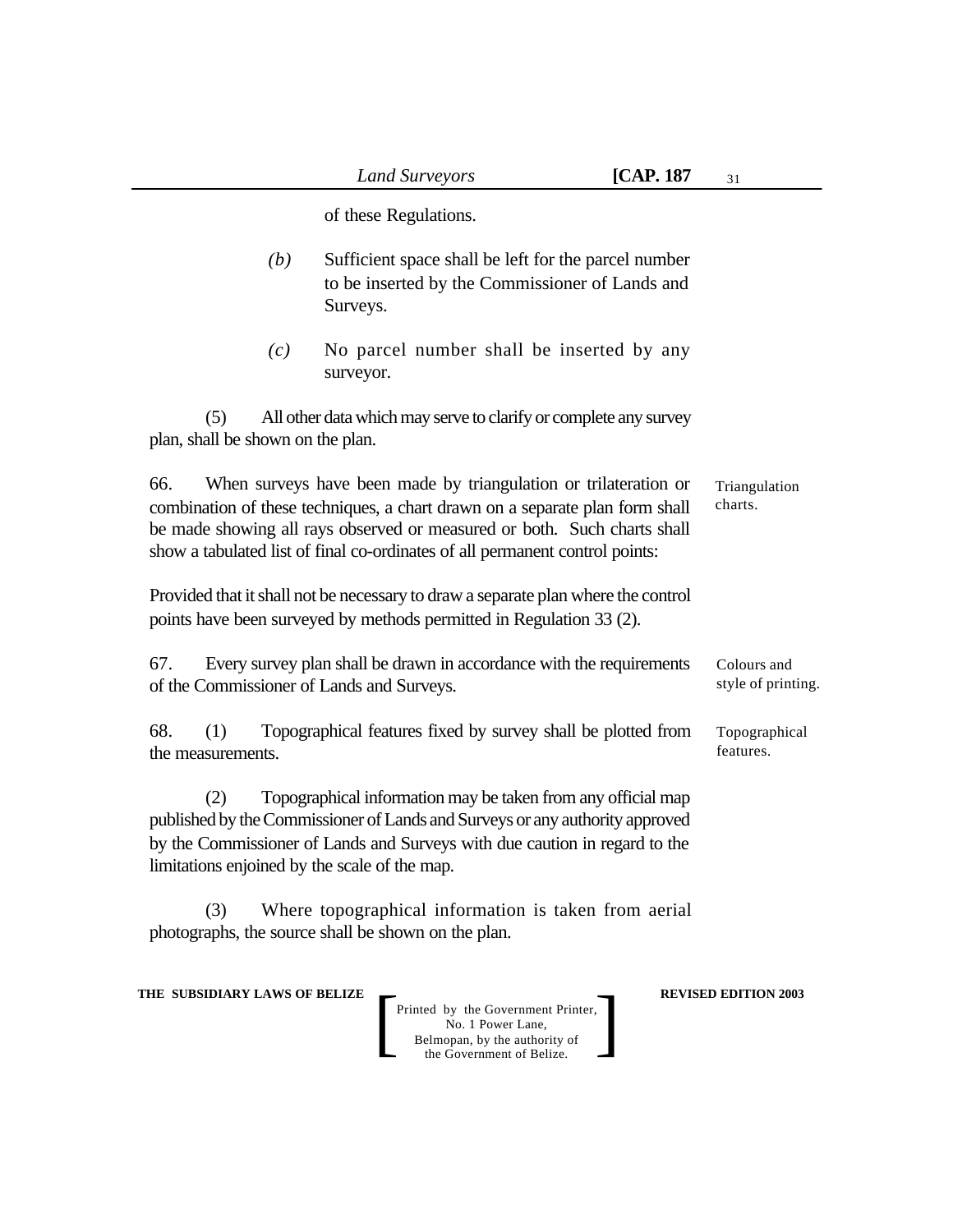of these Regulations.

*(b)* Sufficient space shall be left for the parcel number to be inserted by the Commissioner of Lands and Surveys.

*(c)* No parcel number shall be inserted by any surveyor.

(5) All other data which may serve to clarify or complete any survey plan, shall be shown on the plan.

Triangulation charts.

66. When surveys have been made by triangulation or trilateration or combination of these techniques, a chart drawn on a separate plan form shall be made showing all rays observed or measured or both. Such charts shall show a tabulated list of final co-ordinates of all permanent control points:

Provided that it shall not be necessary to draw a separate plan where the control points have been surveyed by methods permitted in Regulation 33 (2).

Colours and style of printing.

67. Every survey plan shall be drawn in accordance with the requirements of the Commissioner of Lands and Surveys.

Topographical features.

68. (1) Topographical features fixed by survey shall be plotted from the measurements.

(2) Topographical information may be taken from any official map published by the Commissioner of Lands and Surveys or any authority approved by the Commissioner of Lands and Surveys with due caution in regard to the limitations enjoined by the scale of the map.

(3) Where topographical information is taken from aerial photographs, the source shall be shown on the plan.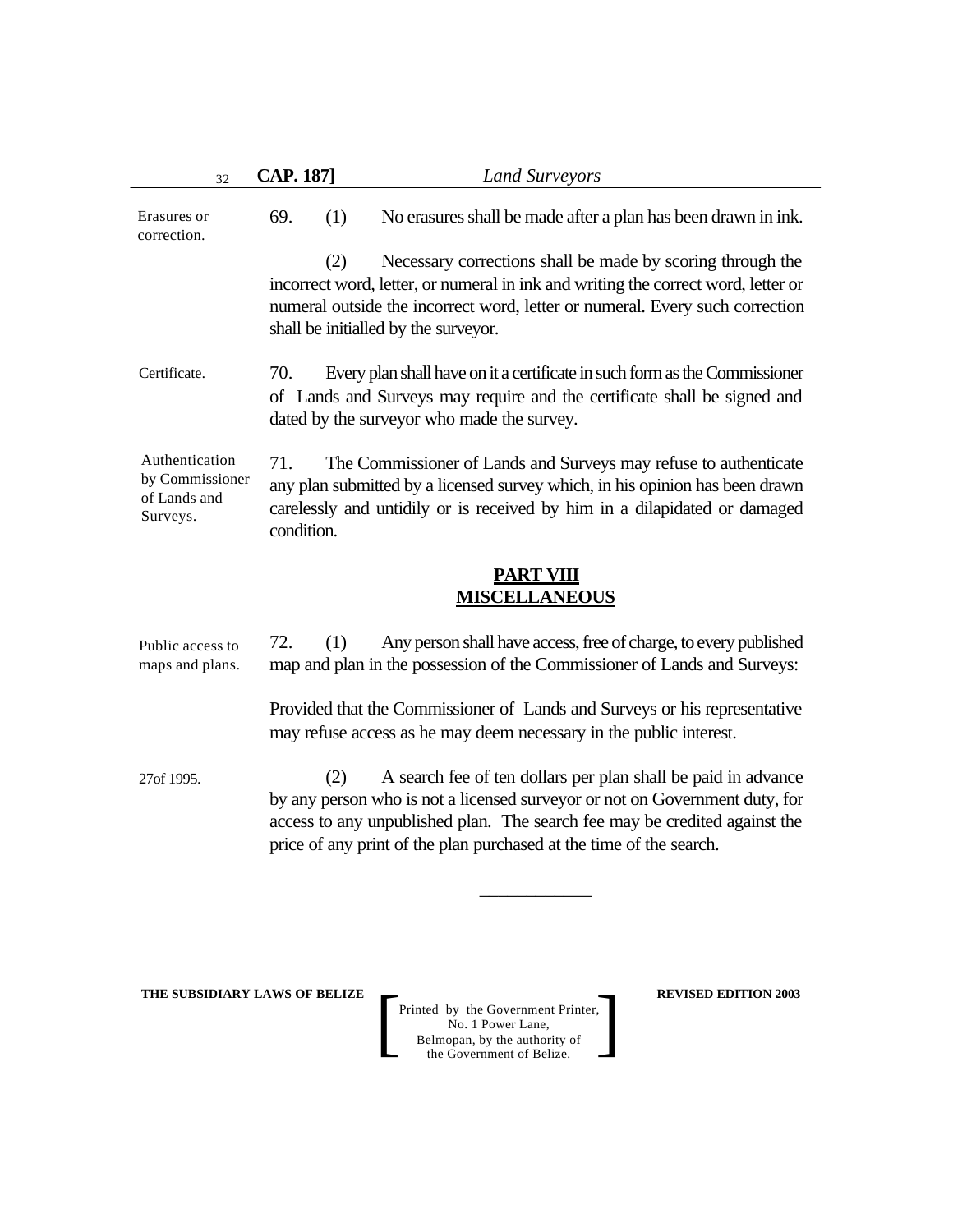Erasures or correction.

69. (1) No erasures shall be made after a plan has been drawn in ink.

(2) Necessary corrections shall be made by scoring through the incorrect word, letter, or numeral in ink and writing the correct word, letter or numeral outside the incorrect word, letter or numeral. Every such correction shall be initialled by the surveyor.

Certificate.

70. Every plan shall have on it a certificate in such form as the Commissioner of Lands and Surveys may require and the certificate shall be signed and dated by the surveyor who made the survey.

Authentication by Commissioner of Lands and Surveys.

71. The Commissioner of Lands and Surveys may refuse to authenticate any plan submitted by a licensed survey which, in his opinion has been drawn carelessly and untidily or is received by him in a dilapidated or damaged condition.

## PART VIII
## MISCELLANEOUS

Public access to maps and plans.

72. (1) Any person shall have access, free of charge, to every published map and plan in the possession of the Commissioner of Lands and Surveys:

Provided that the Commissioner of Lands and Surveys or his representative may refuse access as he may deem necessary in the public interest.

27of 1995.

(2) A search fee of ten dollars per plan shall be paid in advance by any person who is not a licensed surveyor or not on Government duty, for access to any unpublished plan. The search fee may be credited against the price of any print of the plan purchased at the time of the search.

\_\_\_\_\_\_\_\_\_\_\_\_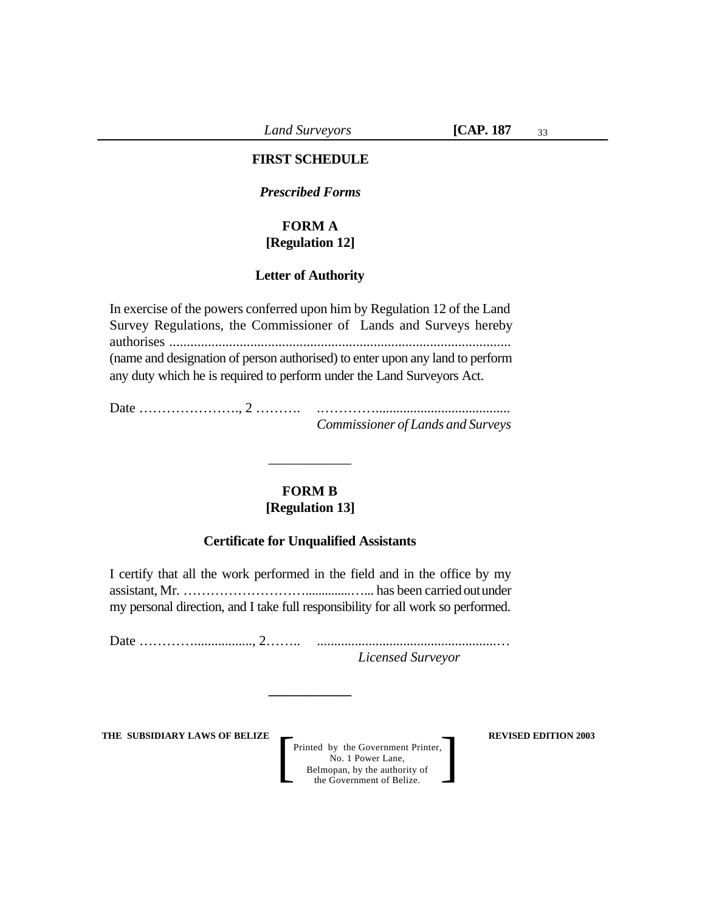## FIRST SCHEDULE

*Prescribed Forms*

### FORM A
**[Regulation 12]**

**Letter of Authority**

In exercise of the powers conferred upon him by Regulation 12 of the Land Survey Regulations, the Commissioner of Lands and Surveys hereby authorises ................................................................................................ (name and designation of person authorised) to enter upon any land to perform any duty which he is required to perform under the Land Surveyors Act.

Date …………………., 2 ……….     .……………......................................
*Commissioner of Lands and Surveys*

---

### FORM B
**[Regulation 13]**

**Certificate for Unqualified Assistants**

I certify that all the work performed in the field and in the office by my assistant, Mr. ……………………….............….. has been carried out under my personal direction, and I take full responsibility for all work so performed.

Date …………................, 2……..     ......................................................…
*Licensed Surveyor*

---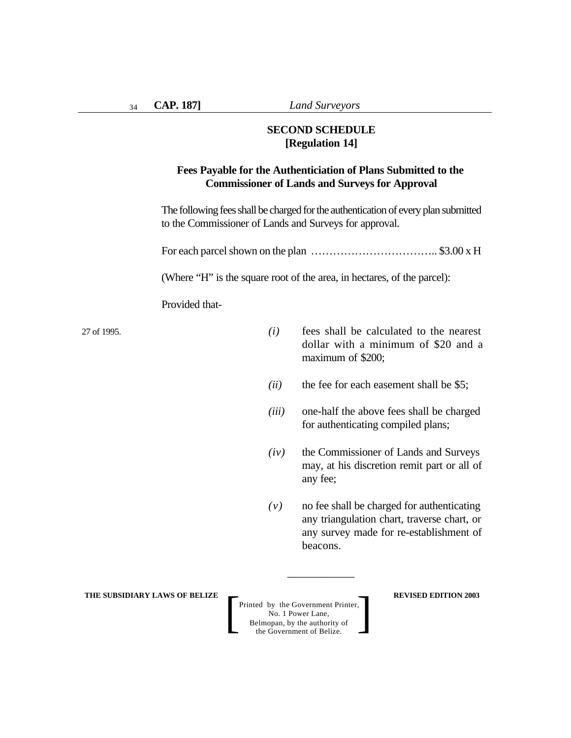## SECOND SCHEDULE
**[Regulation 14]**

### Fees Payable for the Authenticiation of Plans Submitted to the Commissioner of Lands and Surveys for Approval

The following fees shall be charged for the authentication of every plan submitted to the Commissioner of Lands and Surveys for approval.

For each parcel shown on the plan …………………………….. \$3.00 x H

(Where "H" is the square root of the area, in hectares, of the parcel):

Provided that-

27 of 1995.

*(i)* fees shall be calculated to the nearest dollar with a minimum of \$20 and a maximum of \$200;

*(ii)* the fee for each easement shall be \$5;

*(iii)* one-half the above fees shall be charged for authenticating compiled plans;

*(iv)* the Commissioner of Lands and Surveys may, at his discretion remit part or all of any fee;

*(v)* no fee shall be charged for authenticating any triangulation chart, traverse chart, or any survey made for re-establishment of beacons.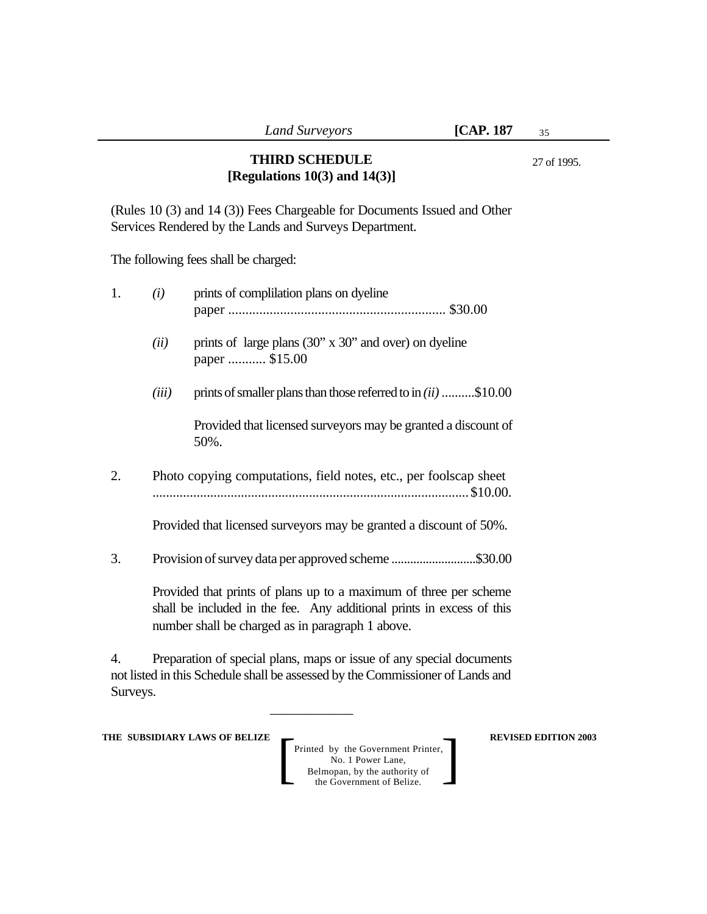27 of 1995.

## THIRD SCHEDULE
**[Regulations 10(3) and 14(3)]**

(Rules 10 (3) and 14 (3)) Fees Chargeable for Documents Issued and Other Services Rendered by the Lands and Surveys Department.

The following fees shall be charged:

1. *(i)* prints of complilation plans on dyeline paper ............................................................... $30.00

   *(ii)* prints of large plans (30" x 30" and over) on dyeline paper ........... $15.00

   *(iii)* prints of smaller plans than those referred to in *(ii)* ..........$10.00

   Provided that licensed surveyors may be granted a discount of 50%.

2. Photo copying computations, field notes, etc., per foolscap sheet ........................................................................................... $10.00.

   Provided that licensed surveyors may be granted a discount of 50%.

3. Provision of survey data per approved scheme ..........................$30.00

   Provided that prints of plans up to a maximum of three per scheme shall be included in the fee. Any additional prints in excess of this number shall be charged as in paragraph 1 above.

4. Preparation of special plans, maps or issue of any special documents not listed in this Schedule shall be assessed by the Commissioner of Lands and Surveys.

____________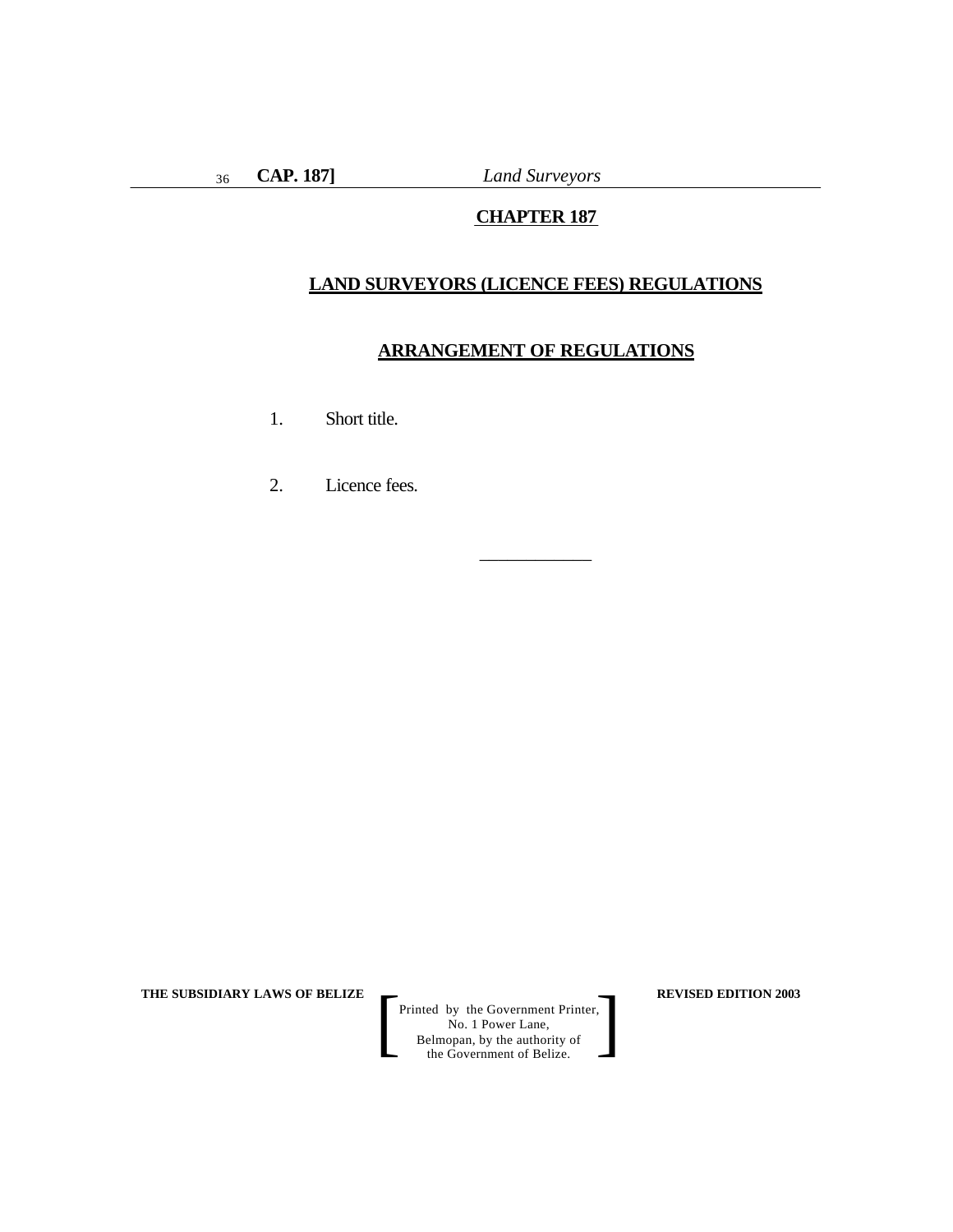# CHAPTER 187

## LAND SURVEYORS (LICENCE FEES) REGULATIONS

## ARRANGEMENT OF REGULATIONS

1. Short title.

2. Licence fees.

___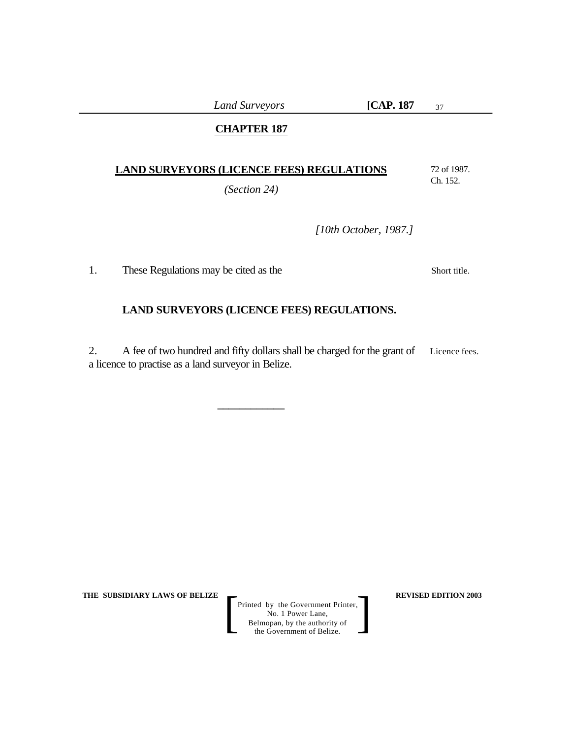## CHAPTER 187

### LAND SURVEYORS (LICENCE FEES) REGULATIONS

*(Section 24)*

72 of 1987.
Ch. 152.

*[10th October, 1987.]*

1. These Regulations may be cited as the

Short title.

**LAND SURVEYORS (LICENCE FEES) REGULATIONS.**

2. A fee of two hundred and fifty dollars shall be charged for the grant of a licence to practise as a land surveyor in Belize.

Licence fees.

---